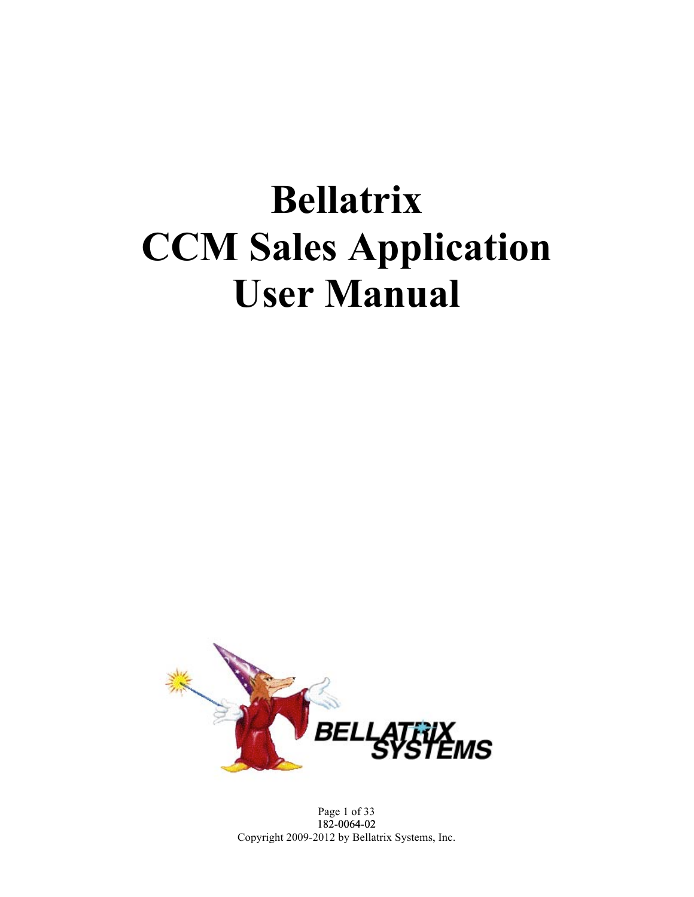# Bellatrix CCM Sales Application User Manual

182-0064-02

Copyright 2009-2012 by Bellatrix Systems, Inc.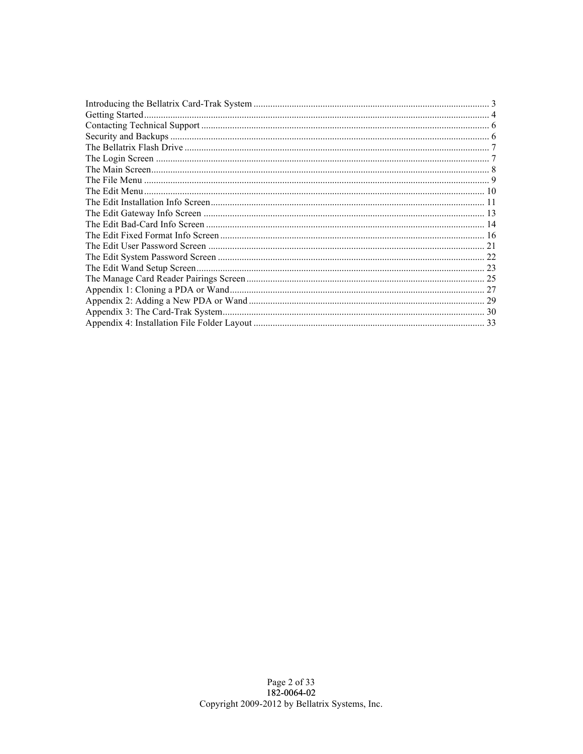Introducing the Bellatrix Card-Trak System ........................................ 3
Getting Started ........................................ 4
Contacting Technical Support ........................................ 6
Security and Backups ........................................ 6
The Bellatrix Flash Drive ........................................ 7
The Login Screen ........................................ 7
The Main Screen ........................................ 8
The File Menu ........................................ 9
The Edit Menu ........................................ 10
The Edit Installation Info Screen ........................................ 11
The Edit Gateway Info Screen ........................................ 13
The Edit Bad-Card Info Screen ........................................ 14
The Edit Fixed Format Info Screen ........................................ 16
The Edit User Password Screen ........................................ 21
The Edit System Password Screen ........................................ 22
The Edit Wand Setup Screen ........................................ 23
The Manage Card Reader Pairings Screen ........................................ 25
Appendix 1: Cloning a PDA or Wand ........................................ 27
Appendix 2: Adding a New PDA or Wand ........................................ 29
Appendix 3: The Card-Trak System ........................................ 30
Appendix 4: Installation File Folder Layout ........................................ 33

182-0064-02
Copyright 2009-2012 by Bellatrix Systems, Inc.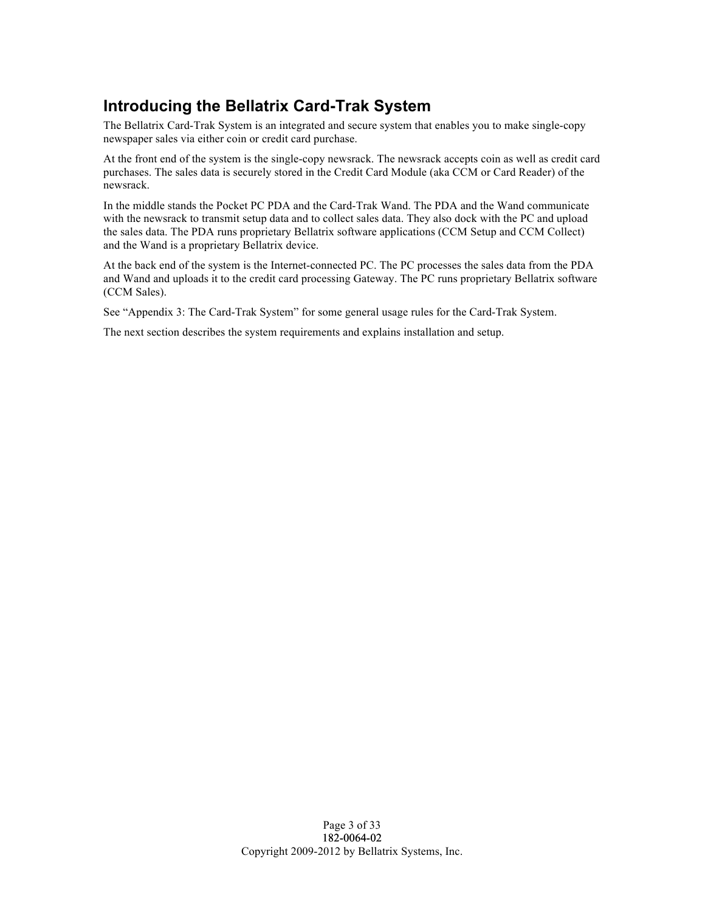## Introducing the Bellatrix Card-Trak System

The Bellatrix Card-Trak System is an integrated and secure system that enables you to make single-copy newspaper sales via either coin or credit card purchase.

At the front end of the system is the single-copy newsrack. The newsrack accepts coin as well as credit card purchases. The sales data is securely stored in the Credit Card Module (aka CCM or Card Reader) of the newsrack.

In the middle stands the Pocket PC PDA and the Card-Trak Wand. The PDA and the Wand communicate with the newsrack to transmit setup data and to collect sales data. They also dock with the PC and upload the sales data. The PDA runs proprietary Bellatrix software applications (CCM Setup and CCM Collect) and the Wand is a proprietary Bellatrix device.

At the back end of the system is the Internet-connected PC. The PC processes the sales data from the PDA and Wand and uploads it to the credit card processing Gateway. The PC runs proprietary Bellatrix software (CCM Sales).

See "Appendix 3: The Card-Trak System" for some general usage rules for the Card-Trak System.

The next section describes the system requirements and explains installation and setup.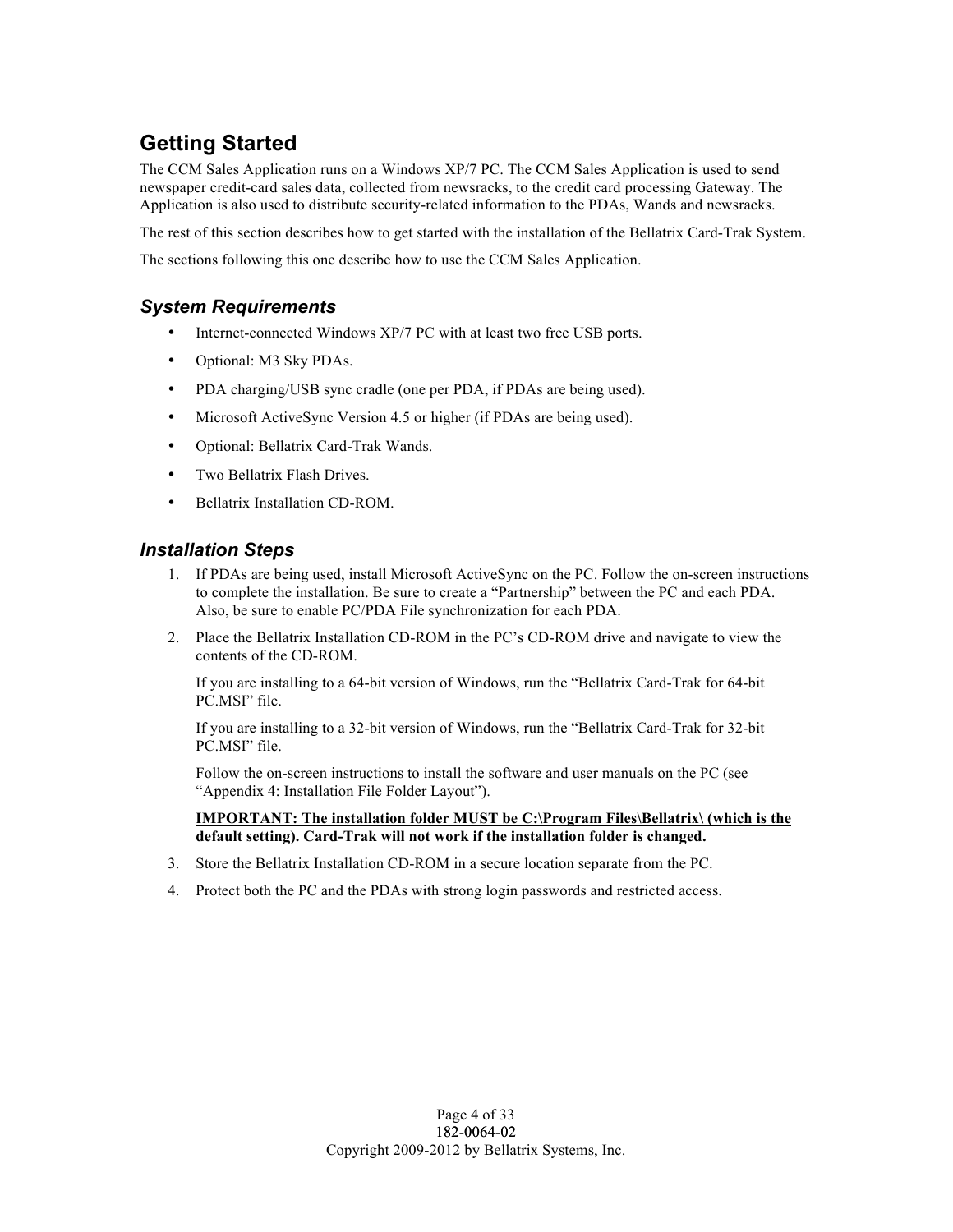## Getting Started

The CCM Sales Application runs on a Windows XP/7 PC. The CCM Sales Application is used to send newspaper credit-card sales data, collected from newsracks, to the credit card processing Gateway. The Application is also used to distribute security-related information to the PDAs, Wands and newsracks.

The rest of this section describes how to get started with the installation of the Bellatrix Card-Trak System.

The sections following this one describe how to use the CCM Sales Application.

### *System Requirements*

- Internet-connected Windows XP/7 PC with at least two free USB ports.
- Optional: M3 Sky PDAs.
- PDA charging/USB sync cradle (one per PDA, if PDAs are being used).
- Microsoft ActiveSync Version 4.5 or higher (if PDAs are being used).
- Optional: Bellatrix Card-Trak Wands.
- Two Bellatrix Flash Drives.
- Bellatrix Installation CD-ROM.

### *Installation Steps*

1. If PDAs are being used, install Microsoft ActiveSync on the PC. Follow the on-screen instructions to complete the installation. Be sure to create a "Partnership" between the PC and each PDA. Also, be sure to enable PC/PDA File synchronization for each PDA.
2. Place the Bellatrix Installation CD-ROM in the PC's CD-ROM drive and navigate to view the contents of the CD-ROM.

   If you are installing to a 64-bit version of Windows, run the "Bellatrix Card-Trak for 64-bit PC.MSI" file.

   If you are installing to a 32-bit version of Windows, run the "Bellatrix Card-Trak for 32-bit PC.MSI" file.

   Follow the on-screen instructions to install the software and user manuals on the PC (see "Appendix 4: Installation File Folder Layout").

   **IMPORTANT: The installation folder MUST be C:\Program Files\Bellatrix\ (which is the default setting). Card-Trak will not work if the installation folder is changed.**
3. Store the Bellatrix Installation CD-ROM in a secure location separate from the PC.
4. Protect both the PC and the PDAs with strong login passwords and restricted access.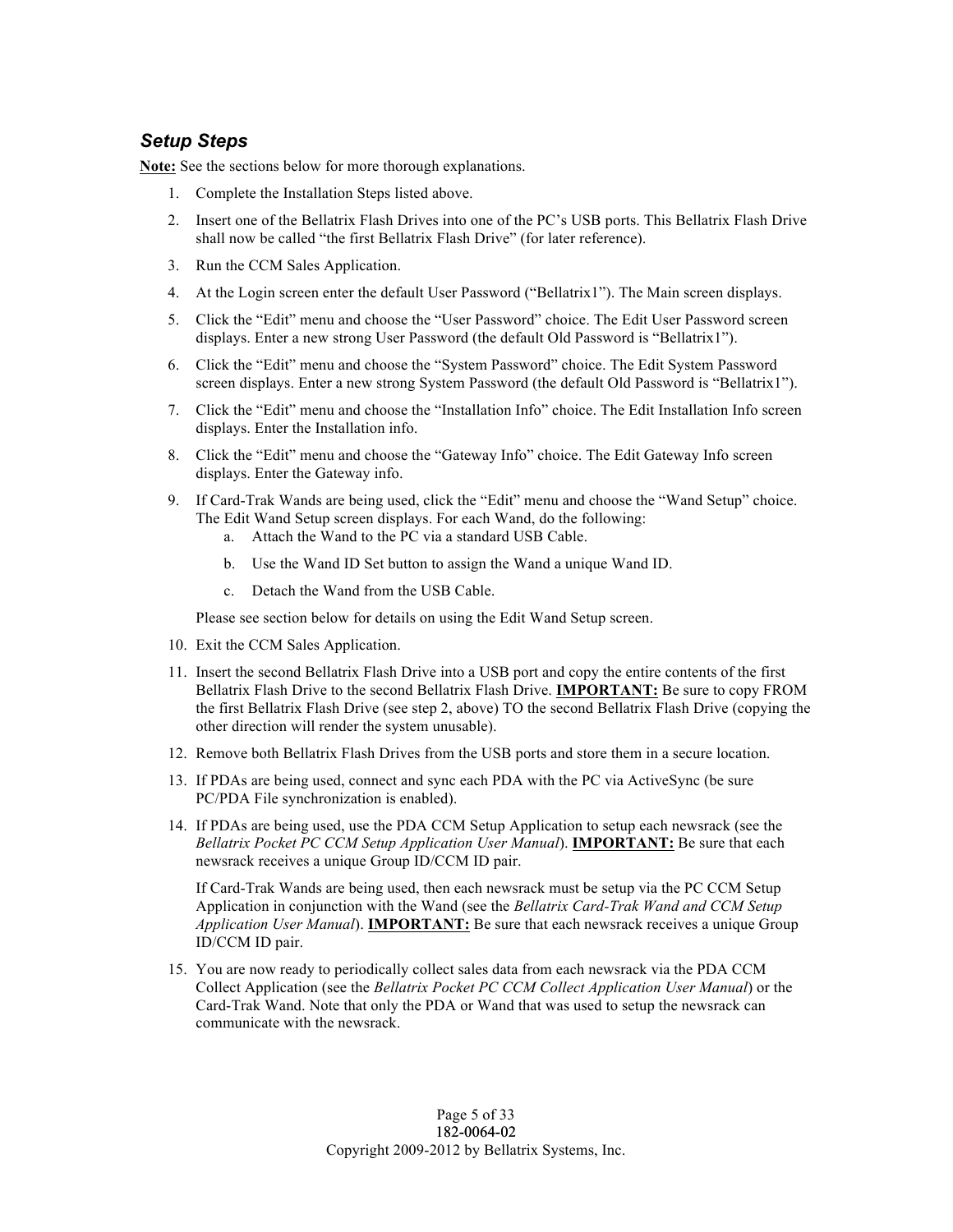### *Setup Steps*

**Note:** See the sections below for more thorough explanations.

1. Complete the Installation Steps listed above.
2. Insert one of the Bellatrix Flash Drives into one of the PC's USB ports. This Bellatrix Flash Drive shall now be called "the first Bellatrix Flash Drive" (for later reference).
3. Run the CCM Sales Application.
4. At the Login screen enter the default User Password ("Bellatrix1"). The Main screen displays.
5. Click the "Edit" menu and choose the "User Password" choice. The Edit User Password screen displays. Enter a new strong User Password (the default Old Password is "Bellatrix1").
6. Click the "Edit" menu and choose the "System Password" choice. The Edit System Password screen displays. Enter a new strong System Password (the default Old Password is "Bellatrix1").
7. Click the "Edit" menu and choose the "Installation Info" choice. The Edit Installation Info screen displays. Enter the Installation info.
8. Click the "Edit" menu and choose the "Gateway Info" choice. The Edit Gateway Info screen displays. Enter the Gateway info.
9. If Card-Trak Wands are being used, click the "Edit" menu and choose the "Wand Setup" choice. The Edit Wand Setup screen displays. For each Wand, do the following:
   a. Attach the Wand to the PC via a standard USB Cable.
   b. Use the Wand ID Set button to assign the Wand a unique Wand ID.
   c. Detach the Wand from the USB Cable.

   Please see section below for details on using the Edit Wand Setup screen.
10. Exit the CCM Sales Application.
11. Insert the second Bellatrix Flash Drive into a USB port and copy the entire contents of the first Bellatrix Flash Drive to the second Bellatrix Flash Drive. **IMPORTANT:** Be sure to copy FROM the first Bellatrix Flash Drive (see step 2, above) TO the second Bellatrix Flash Drive (copying the other direction will render the system unusable).
12. Remove both Bellatrix Flash Drives from the USB ports and store them in a secure location.
13. If PDAs are being used, connect and sync each PDA with the PC via ActiveSync (be sure PC/PDA File synchronization is enabled).
14. If PDAs are being used, use the PDA CCM Setup Application to setup each newsrack (see the *Bellatrix Pocket PC CCM Setup Application User Manual*). **IMPORTANT:** Be sure that each newsrack receives a unique Group ID/CCM ID pair.

    If Card-Trak Wands are being used, then each newsrack must be setup via the PC CCM Setup Application in conjunction with the Wand (see the *Bellatrix Card-Trak Wand and CCM Setup Application User Manual*). **IMPORTANT:** Be sure that each newsrack receives a unique Group ID/CCM ID pair.
15. You are now ready to periodically collect sales data from each newsrack via the PDA CCM Collect Application (see the *Bellatrix Pocket PC CCM Collect Application User Manual*) or the Card-Trak Wand. Note that only the PDA or Wand that was used to setup the newsrack can communicate with the newsrack.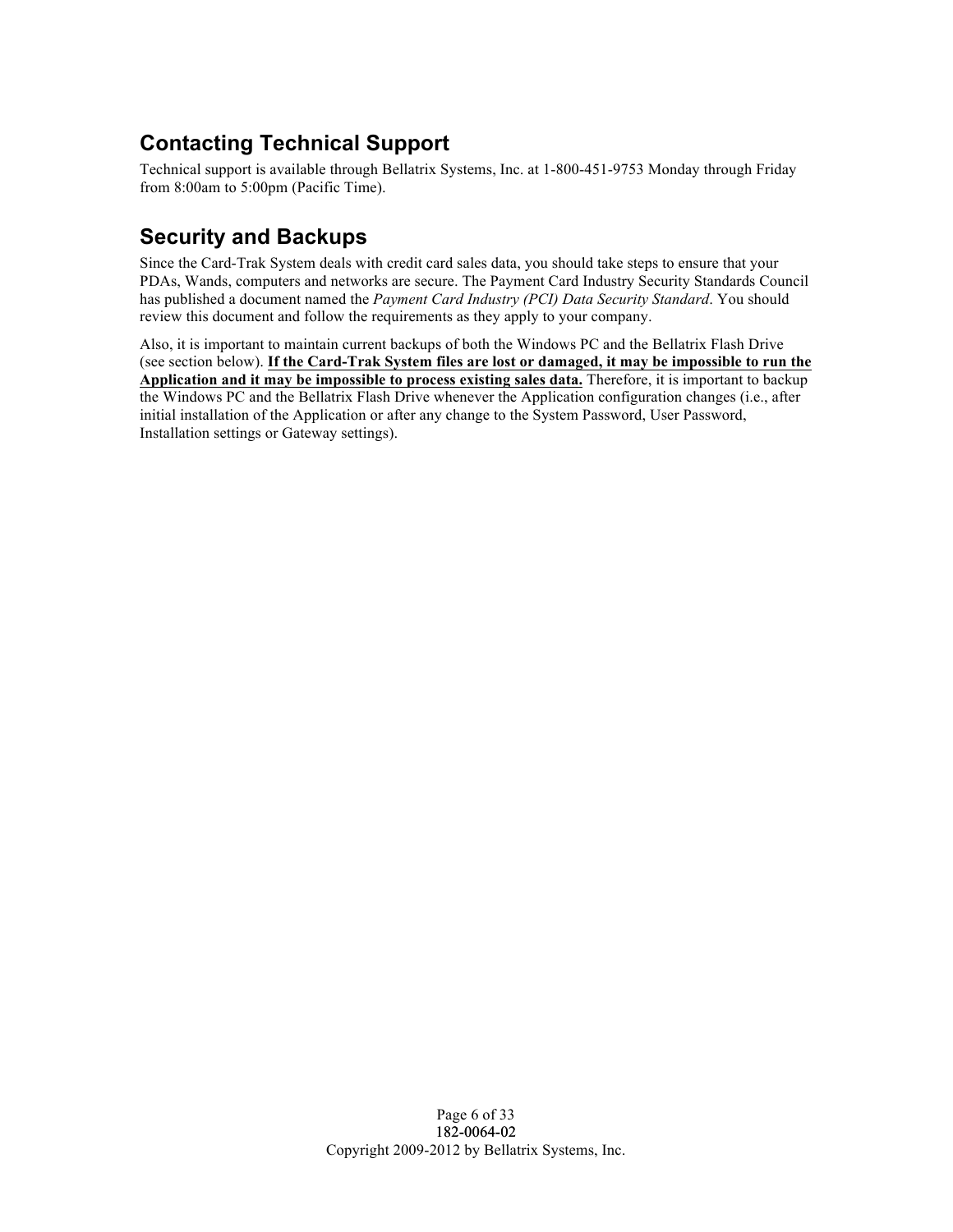## Contacting Technical Support

Technical support is available through Bellatrix Systems, Inc. at 1-800-451-9753 Monday through Friday from 8:00am to 5:00pm (Pacific Time).

## Security and Backups

Since the Card-Trak System deals with credit card sales data, you should take steps to ensure that your PDAs, Wands, computers and networks are secure. The Payment Card Industry Security Standards Council has published a document named the *Payment Card Industry (PCI) Data Security Standard*. You should review this document and follow the requirements as they apply to your company.

Also, it is important to maintain current backups of both the Windows PC and the Bellatrix Flash Drive (see section below). **If the Card-Trak System files are lost or damaged, it may be impossible to run the Application and it may be impossible to process existing sales data.** Therefore, it is important to backup the Windows PC and the Bellatrix Flash Drive whenever the Application configuration changes (i.e., after initial installation of the Application or after any change to the System Password, User Password, Installation settings or Gateway settings).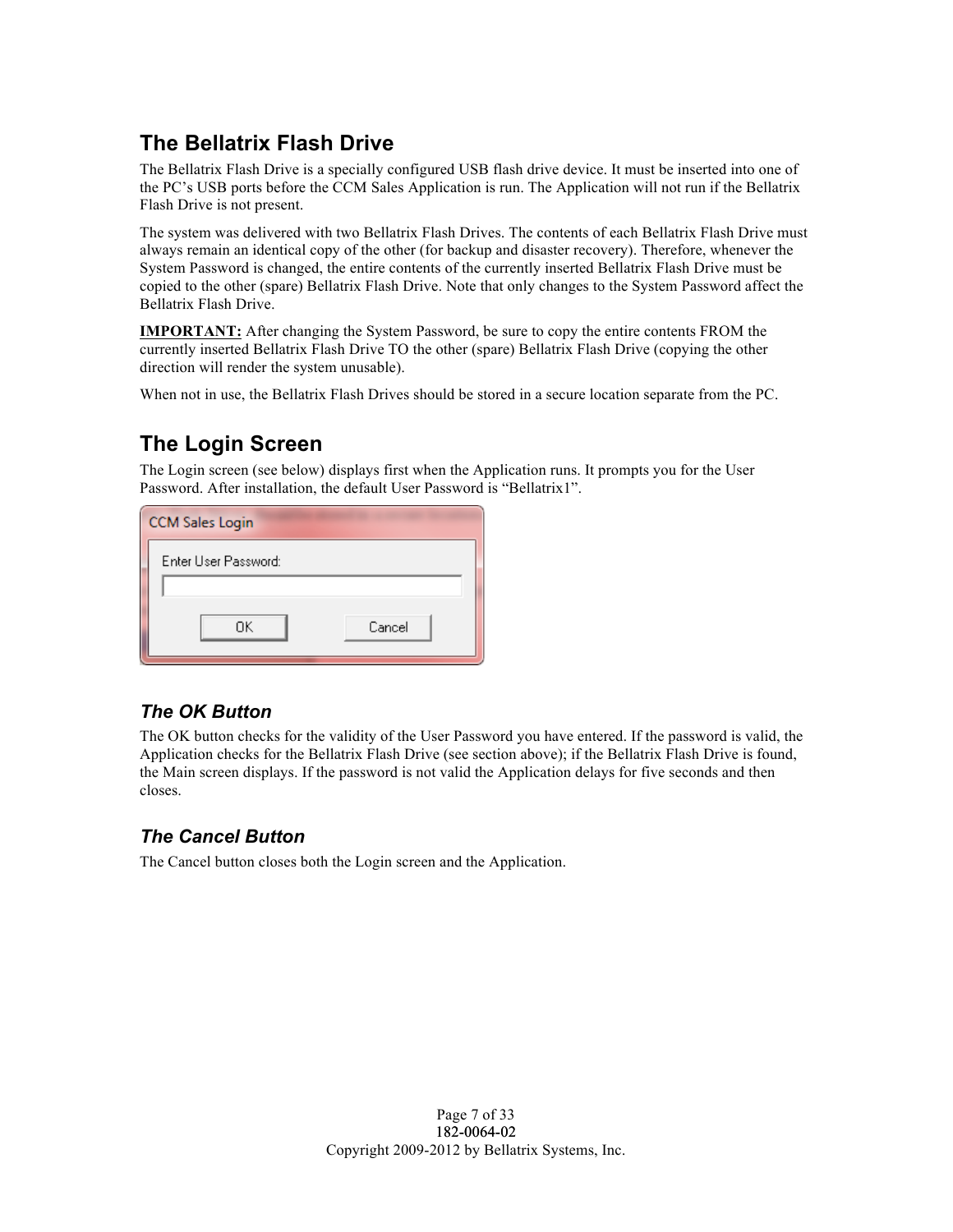## The Bellatrix Flash Drive

The Bellatrix Flash Drive is a specially configured USB flash drive device. It must be inserted into one of the PC's USB ports before the CCM Sales Application is run. The Application will not run if the Bellatrix Flash Drive is not present.

The system was delivered with two Bellatrix Flash Drives. The contents of each Bellatrix Flash Drive must always remain an identical copy of the other (for backup and disaster recovery). Therefore, whenever the System Password is changed, the entire contents of the currently inserted Bellatrix Flash Drive must be copied to the other (spare) Bellatrix Flash Drive. Note that only changes to the System Password affect the Bellatrix Flash Drive.

**IMPORTANT:** After changing the System Password, be sure to copy the entire contents FROM the currently inserted Bellatrix Flash Drive TO the other (spare) Bellatrix Flash Drive (copying the other direction will render the system unusable).

When not in use, the Bellatrix Flash Drives should be stored in a secure location separate from the PC.

## The Login Screen

The Login screen (see below) displays first when the Application runs. It prompts you for the User Password. After installation, the default User Password is "Bellatrix1".

CCM Sales Login

Enter User Password:

OK Cancel

### *The OK Button*

The OK button checks for the validity of the User Password you have entered. If the password is valid, the Application checks for the Bellatrix Flash Drive (see section above); if the Bellatrix Flash Drive is found, the Main screen displays. If the password is not valid the Application delays for five seconds and then closes.

### *The Cancel Button*

The Cancel button closes both the Login screen and the Application.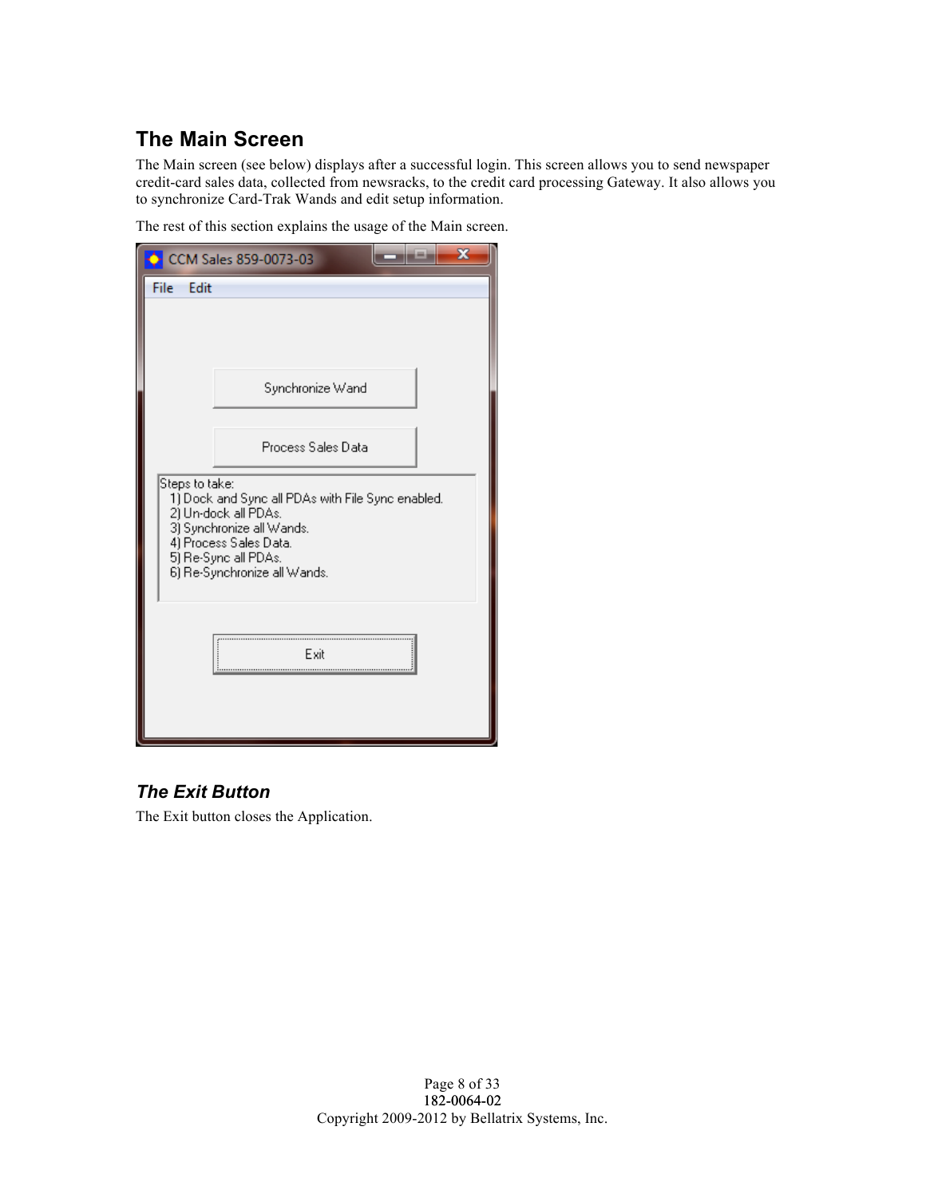## The Main Screen

The Main screen (see below) displays after a successful login. This screen allows you to send newspaper credit-card sales data, collected from newsracks, to the credit card processing Gateway. It also allows you to synchronize Card-Trak Wands and edit setup information.

The rest of this section explains the usage of the Main screen.

### *The Exit Button*

The Exit button closes the Application.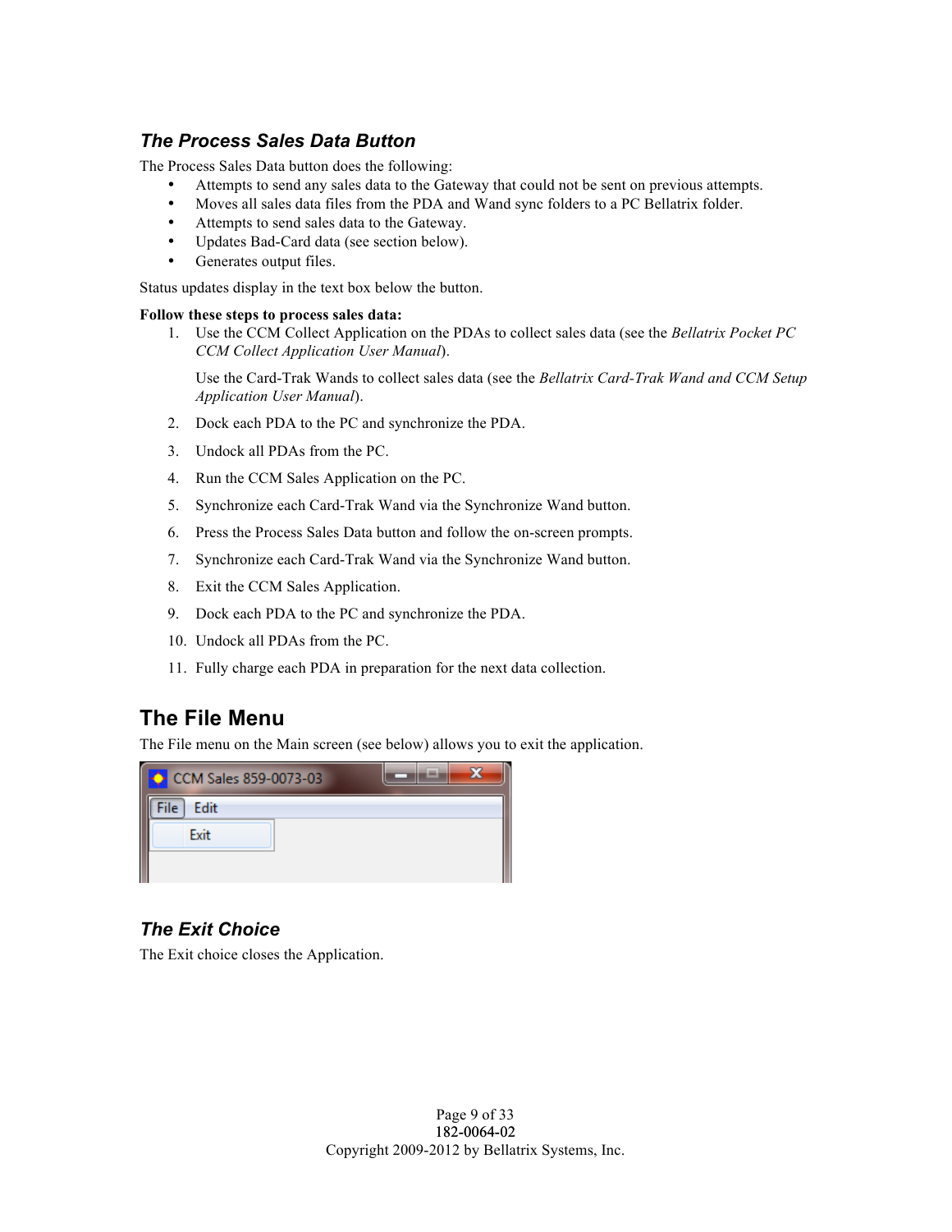### *The Process Sales Data Button*

The Process Sales Data button does the following:

- Attempts to send any sales data to the Gateway that could not be sent on previous attempts.
- Moves all sales data files from the PDA and Wand sync folders to a PC Bellatrix folder.
- Attempts to send sales data to the Gateway.
- Updates Bad-Card data (see section below).
- Generates output files.

Status updates display in the text box below the button.

**Follow these steps to process sales data:**

1. Use the CCM Collect Application on the PDAs to collect sales data (see the *Bellatrix Pocket PC CCM Collect Application User Manual*).

   Use the Card-Trak Wands to collect sales data (see the *Bellatrix Card-Trak Wand and CCM Setup Application User Manual*).

2. Dock each PDA to the PC and synchronize the PDA.
3. Undock all PDAs from the PC.
4. Run the CCM Sales Application on the PC.
5. Synchronize each Card-Trak Wand via the Synchronize Wand button.
6. Press the Process Sales Data button and follow the on-screen prompts.
7. Synchronize each Card-Trak Wand via the Synchronize Wand button.
8. Exit the CCM Sales Application.
9. Dock each PDA to the PC and synchronize the PDA.
10. Undock all PDAs from the PC.
11. Fully charge each PDA in preparation for the next data collection.

## The File Menu

The File menu on the Main screen (see below) allows you to exit the application.

### *The Exit Choice*

The Exit choice closes the Application.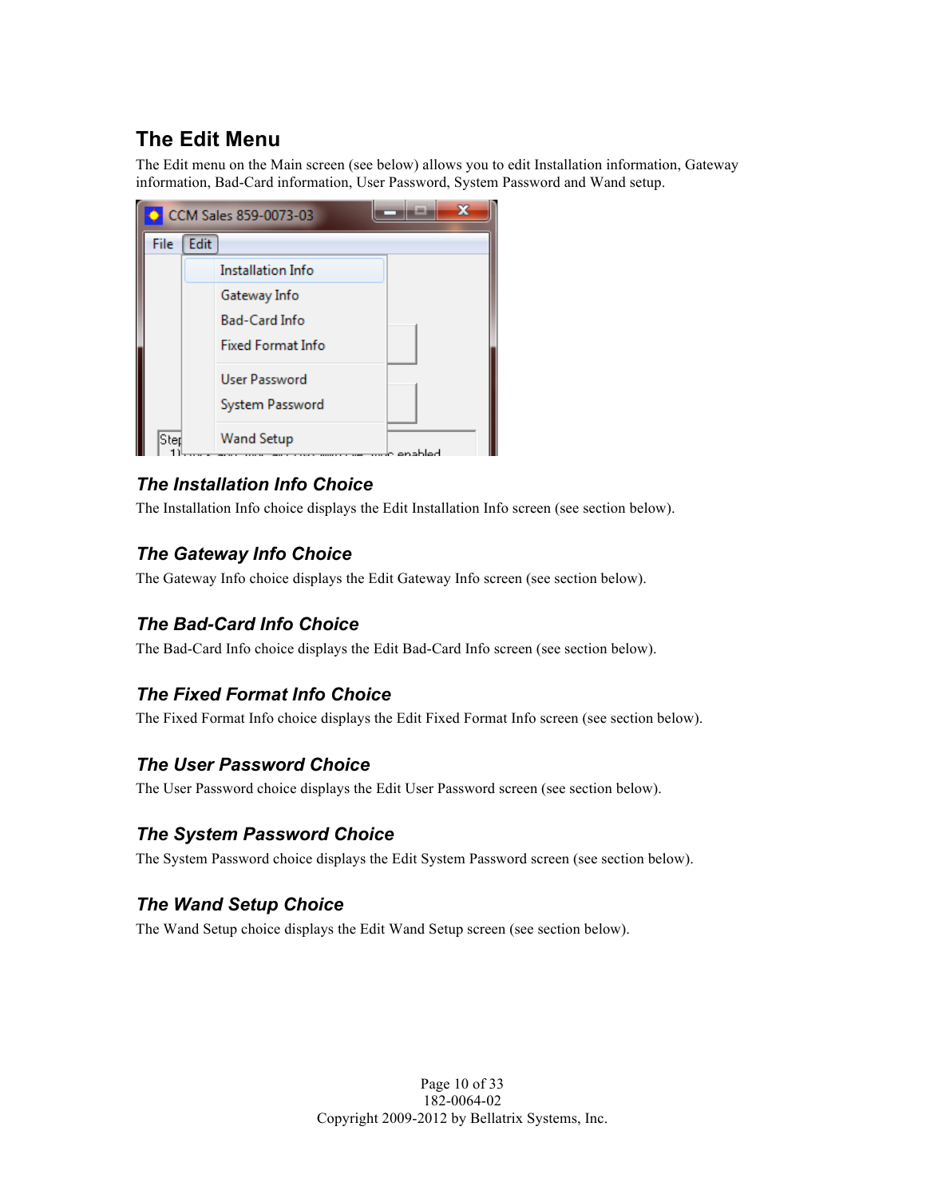## The Edit Menu

The Edit menu on the Main screen (see below) allows you to edit Installation information, Gateway information, Bad-Card information, User Password, System Password and Wand setup.

### *The Installation Info Choice*

The Installation Info choice displays the Edit Installation Info screen (see section below).

### *The Gateway Info Choice*

The Gateway Info choice displays the Edit Gateway Info screen (see section below).

### *The Bad-Card Info Choice*

The Bad-Card Info choice displays the Edit Bad-Card Info screen (see section below).

### *The Fixed Format Info Choice*

The Fixed Format Info choice displays the Edit Fixed Format Info screen (see section below).

### *The User Password Choice*

The User Password choice displays the Edit User Password screen (see section below).

### *The System Password Choice*

The System Password choice displays the Edit System Password screen (see section below).

### *The Wand Setup Choice*

The Wand Setup choice displays the Edit Wand Setup screen (see section below).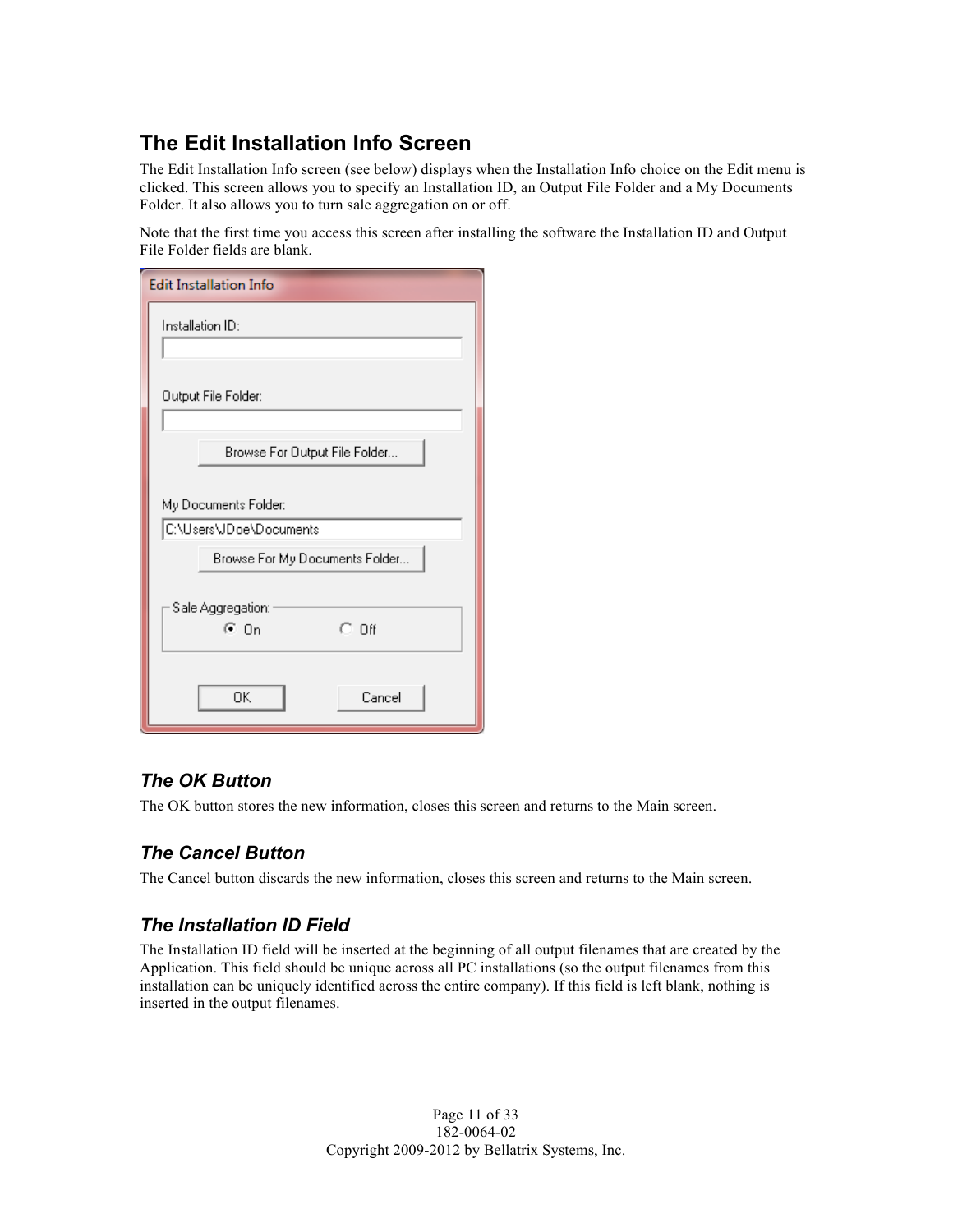## The Edit Installation Info Screen

The Edit Installation Info screen (see below) displays when the Installation Info choice on the Edit menu is clicked. This screen allows you to specify an Installation ID, an Output File Folder and a My Documents Folder. It also allows you to turn sale aggregation on or off.

Note that the first time you access this screen after installing the software the Installation ID and Output File Folder fields are blank.

### *The OK Button*

The OK button stores the new information, closes this screen and returns to the Main screen.

### *The Cancel Button*

The Cancel button discards the new information, closes this screen and returns to the Main screen.

### *The Installation ID Field*

The Installation ID field will be inserted at the beginning of all output filenames that are created by the Application. This field should be unique across all PC installations (so the output filenames from this installation can be uniquely identified across the entire company). If this field is left blank, nothing is inserted in the output filenames.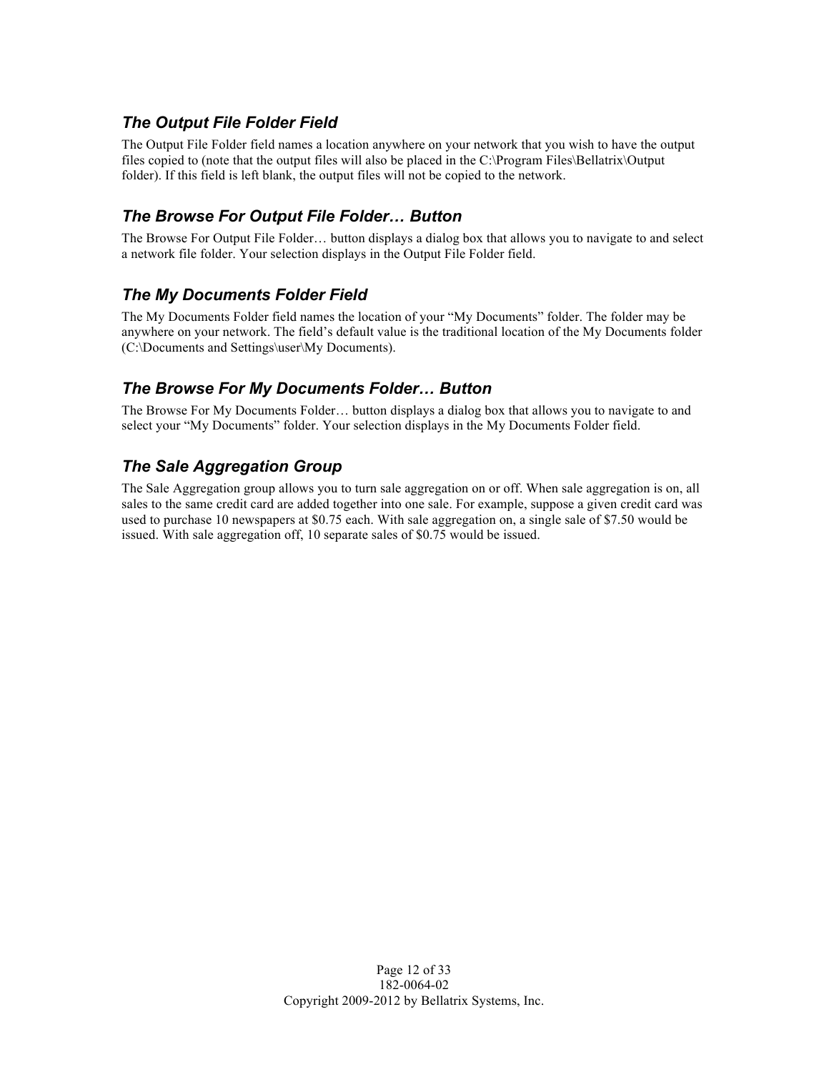### *The Output File Folder Field*

The Output File Folder field names a location anywhere on your network that you wish to have the output files copied to (note that the output files will also be placed in the C:\Program Files\Bellatrix\Output folder). If this field is left blank, the output files will not be copied to the network.

### *The Browse For Output File Folder… Button*

The Browse For Output File Folder… button displays a dialog box that allows you to navigate to and select a network file folder. Your selection displays in the Output File Folder field.

### *The My Documents Folder Field*

The My Documents Folder field names the location of your "My Documents" folder. The folder may be anywhere on your network. The field's default value is the traditional location of the My Documents folder (C:\Documents and Settings\user\My Documents).

### *The Browse For My Documents Folder… Button*

The Browse For My Documents Folder… button displays a dialog box that allows you to navigate to and select your "My Documents" folder. Your selection displays in the My Documents Folder field.

### *The Sale Aggregation Group*

The Sale Aggregation group allows you to turn sale aggregation on or off. When sale aggregation is on, all sales to the same credit card are added together into one sale. For example, suppose a given credit card was used to purchase 10 newspapers at $0.75 each. With sale aggregation on, a single sale of $7.50 would be issued. With sale aggregation off, 10 separate sales of $0.75 would be issued.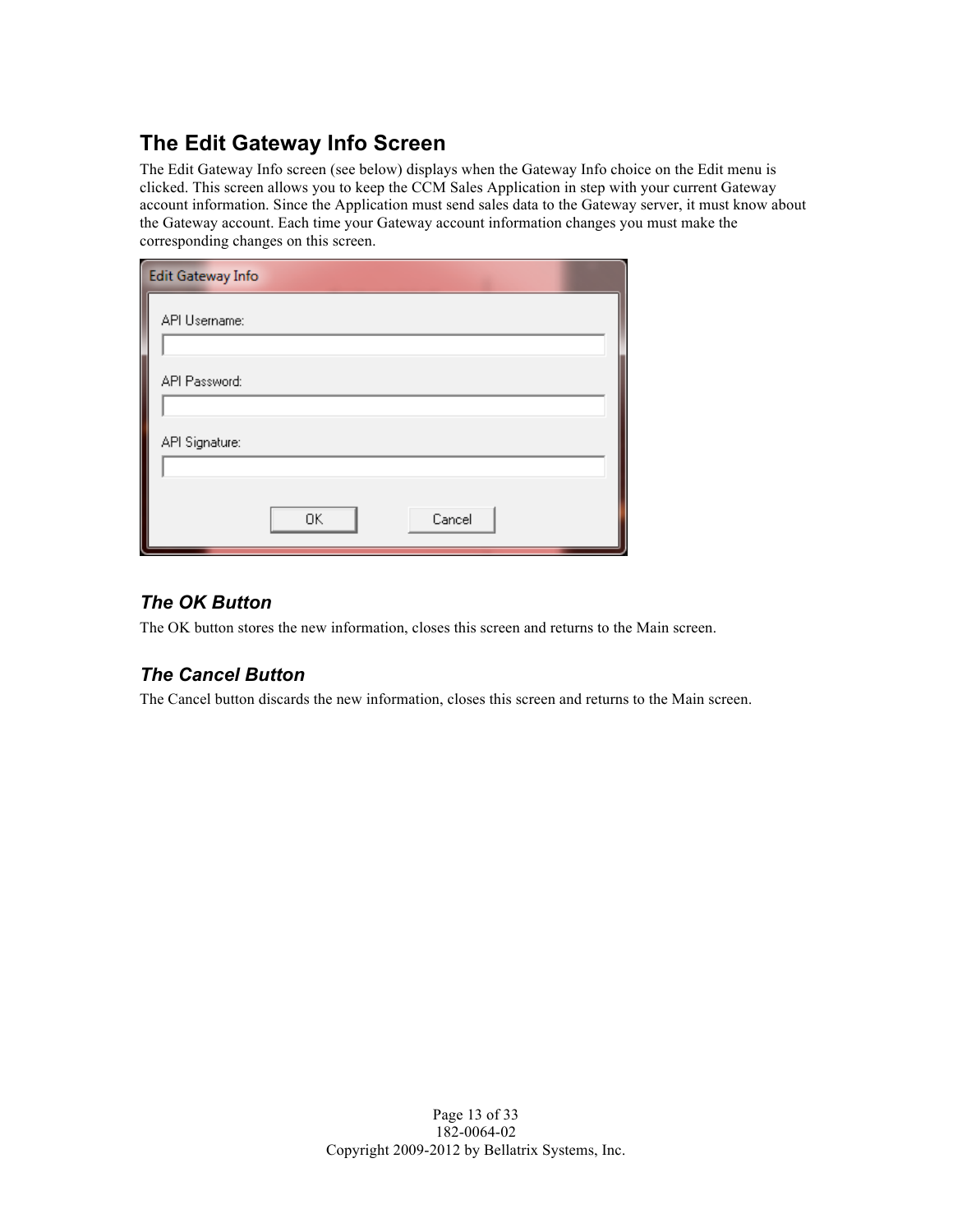## The Edit Gateway Info Screen

The Edit Gateway Info screen (see below) displays when the Gateway Info choice on the Edit menu is clicked. This screen allows you to keep the CCM Sales Application in step with your current Gateway account information. Since the Application must send sales data to the Gateway server, it must know about the Gateway account. Each time your Gateway account information changes you must make the corresponding changes on this screen.

### *The OK Button*

The OK button stores the new information, closes this screen and returns to the Main screen.

### *The Cancel Button*

The Cancel button discards the new information, closes this screen and returns to the Main screen.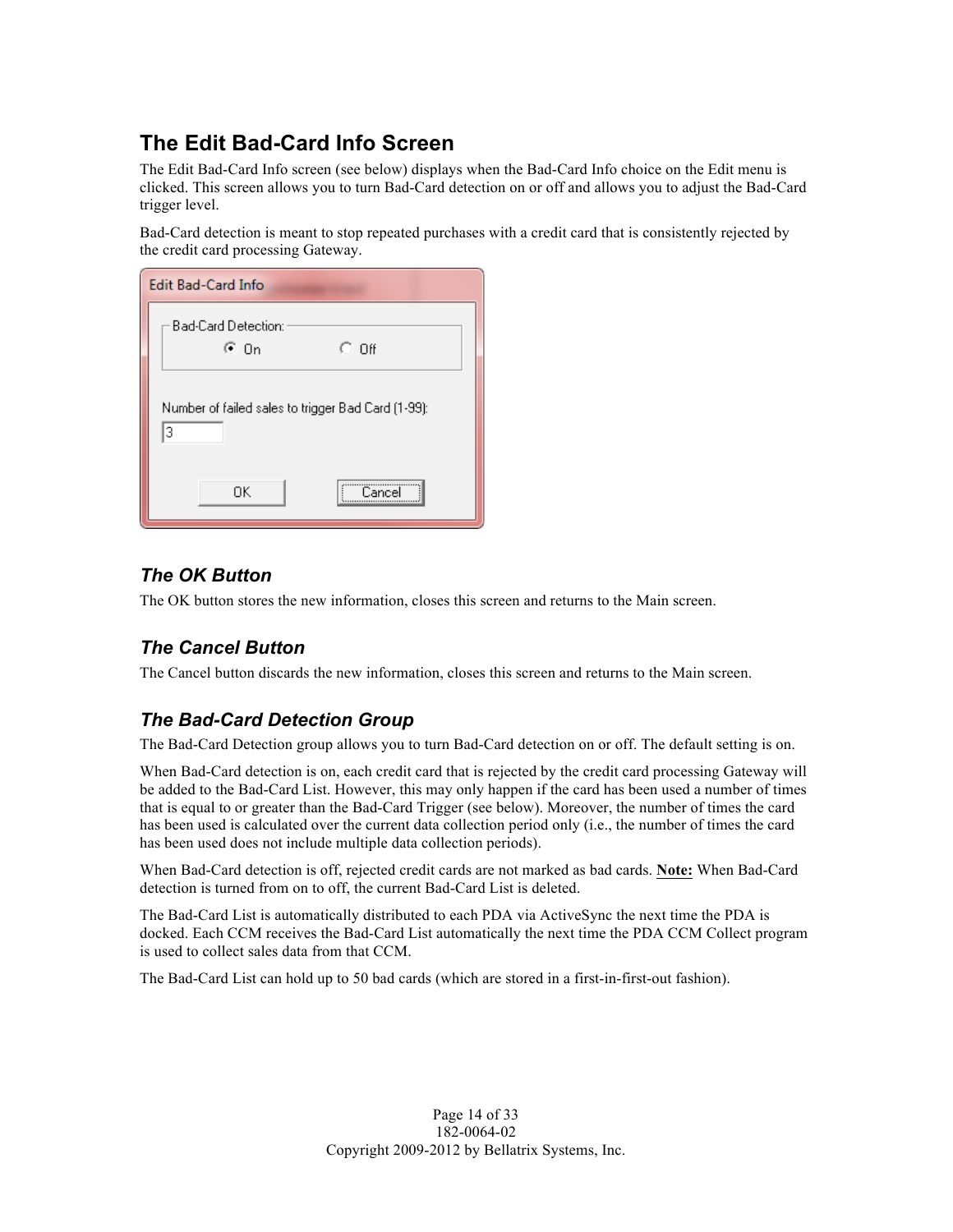## The Edit Bad-Card Info Screen

The Edit Bad-Card Info screen (see below) displays when the Bad-Card Info choice on the Edit menu is clicked. This screen allows you to turn Bad-Card detection on or off and allows you to adjust the Bad-Card trigger level.

Bad-Card detection is meant to stop repeated purchases with a credit card that is consistently rejected by the credit card processing Gateway.

### *The OK Button*

The OK button stores the new information, closes this screen and returns to the Main screen.

### *The Cancel Button*

The Cancel button discards the new information, closes this screen and returns to the Main screen.

### *The Bad-Card Detection Group*

The Bad-Card Detection group allows you to turn Bad-Card detection on or off. The default setting is on.

When Bad-Card detection is on, each credit card that is rejected by the credit card processing Gateway will be added to the Bad-Card List. However, this may only happen if the card has been used a number of times that is equal to or greater than the Bad-Card Trigger (see below). Moreover, the number of times the card has been used is calculated over the current data collection period only (i.e., the number of times the card has been used does not include multiple data collection periods).

When Bad-Card detection is off, rejected credit cards are not marked as bad cards. **Note:** When Bad-Card detection is turned from on to off, the current Bad-Card List is deleted.

The Bad-Card List is automatically distributed to each PDA via ActiveSync the next time the PDA is docked. Each CCM receives the Bad-Card List automatically the next time the PDA CCM Collect program is used to collect sales data from that CCM.

The Bad-Card List can hold up to 50 bad cards (which are stored in a first-in-first-out fashion).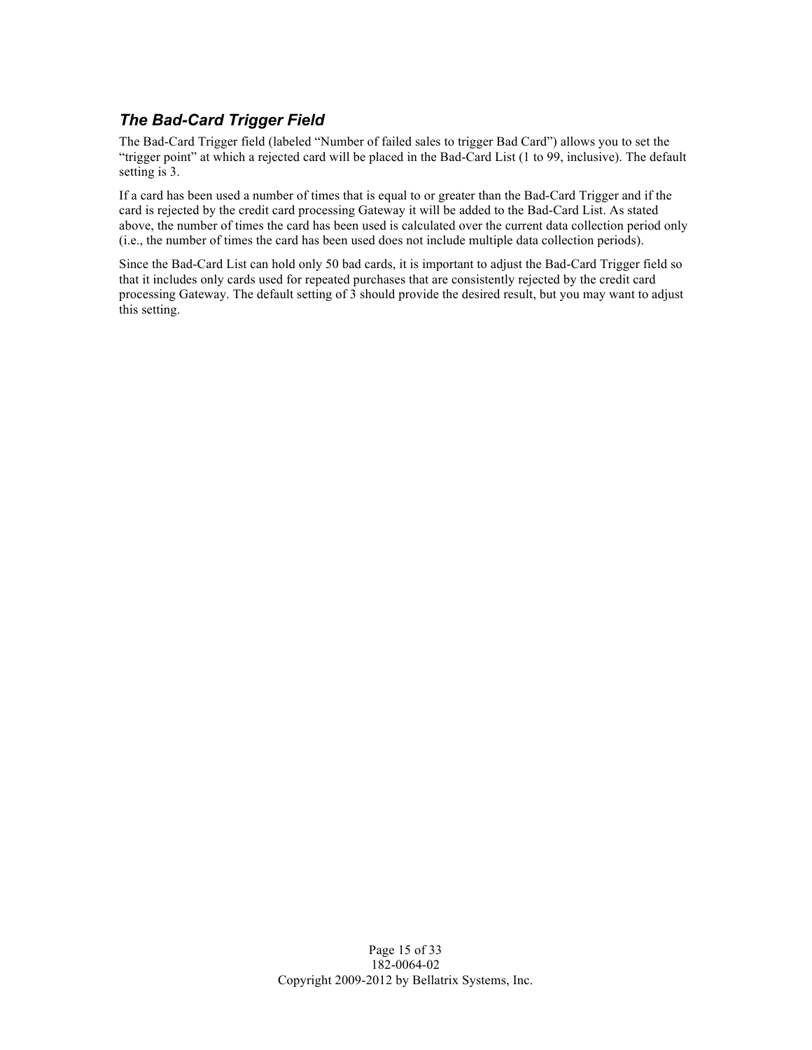### *The Bad-Card Trigger Field*

The Bad-Card Trigger field (labeled “Number of failed sales to trigger Bad Card”) allows you to set the “trigger point” at which a rejected card will be placed in the Bad-Card List (1 to 99, inclusive). The default setting is 3.

If a card has been used a number of times that is equal to or greater than the Bad-Card Trigger and if the card is rejected by the credit card processing Gateway it will be added to the Bad-Card List. As stated above, the number of times the card has been used is calculated over the current data collection period only (i.e., the number of times the card has been used does not include multiple data collection periods).

Since the Bad-Card List can hold only 50 bad cards, it is important to adjust the Bad-Card Trigger field so that it includes only cards used for repeated purchases that are consistently rejected by the credit card processing Gateway. The default setting of 3 should provide the desired result, but you may want to adjust this setting.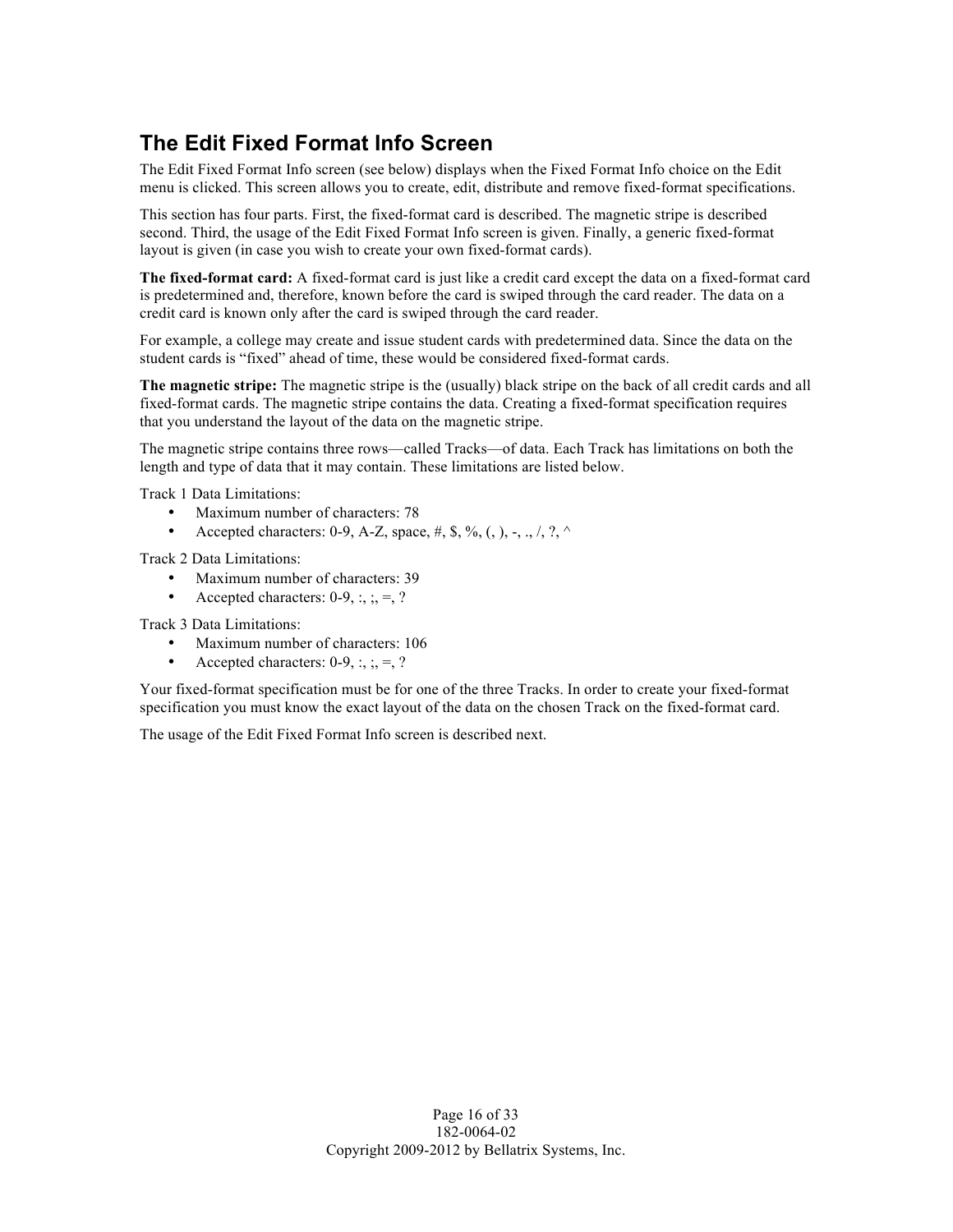## The Edit Fixed Format Info Screen

The Edit Fixed Format Info Screen (see below) displays when the Fixed Format Info choice on the Edit menu is clicked. This screen allows you to create, edit, distribute and remove fixed-format specifications.

This section has four parts. First, the fixed-format card is described. The magnetic stripe is described second. Third, the usage of the Edit Fixed Format Info screen is given. Finally, a generic fixed-format layout is given (in case you wish to create your own fixed-format cards).

**The fixed-format card:** A fixed-format card is just like a credit card except the data on a fixed-format card is predetermined and, therefore, known before the card is swiped through the card reader. The data on a credit card is known only after the card is swiped through the card reader.

For example, a college may create and issue student cards with predetermined data. Since the data on the student cards is “fixed” ahead of time, these would be considered fixed-format cards.

**The magnetic stripe:** The magnetic stripe is the (usually) black stripe on the back of all credit cards and all fixed-format cards. The magnetic stripe contains the data. Creating a fixed-format specification requires that you understand the layout of the data on the magnetic stripe.

The magnetic stripe contains three rows—called Tracks—of data. Each Track has limitations on both the length and type of data that it may contain. These limitations are listed below.

Track 1 Data Limitations:

- Maximum number of characters: 78
- Accepted characters: 0-9, A-Z, space, #, $, %, (, ), -, ., /, ?, ^

Track 2 Data Limitations:

- Maximum number of characters: 39
- Accepted characters: 0-9, :, ;, =, ?

Track 3 Data Limitations:

- Maximum number of characters: 106
- Accepted characters: 0-9, :, ;, =, ?

Your fixed-format specification must be for one of the three Tracks. In order to create your fixed-format specification you must know the exact layout of the data on the chosen Track on the fixed-format card.

The usage of the Edit Fixed Format Info screen is described next.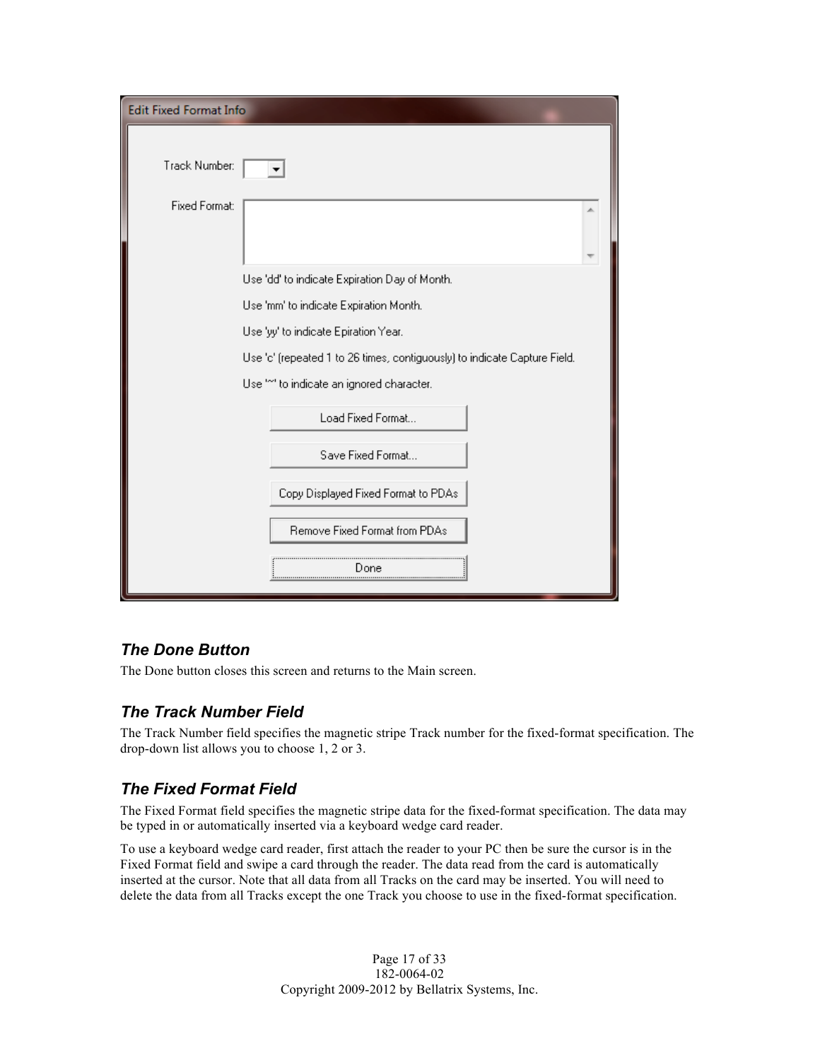### The Done Button

The Done button closes this screen and returns to the Main screen.

### The Track Number Field

The Track Number field specifies the magnetic stripe Track number for the fixed-format specification. The drop-down list allows you to choose 1, 2 or 3.

### The Fixed Format Field

The Fixed Format field specifies the magnetic stripe data for the fixed-format specification. The data may be typed in or automatically inserted via a keyboard wedge card reader.

To use a keyboard wedge card reader, first attach the reader to your PC then be sure the cursor is in the Fixed Format field and swipe a card through the reader. The data read from the card is automatically inserted at the cursor. Note that all data from all Tracks on the card may be inserted. You will need to delete the data from all Tracks except the one Track you choose to use in the fixed-format specification.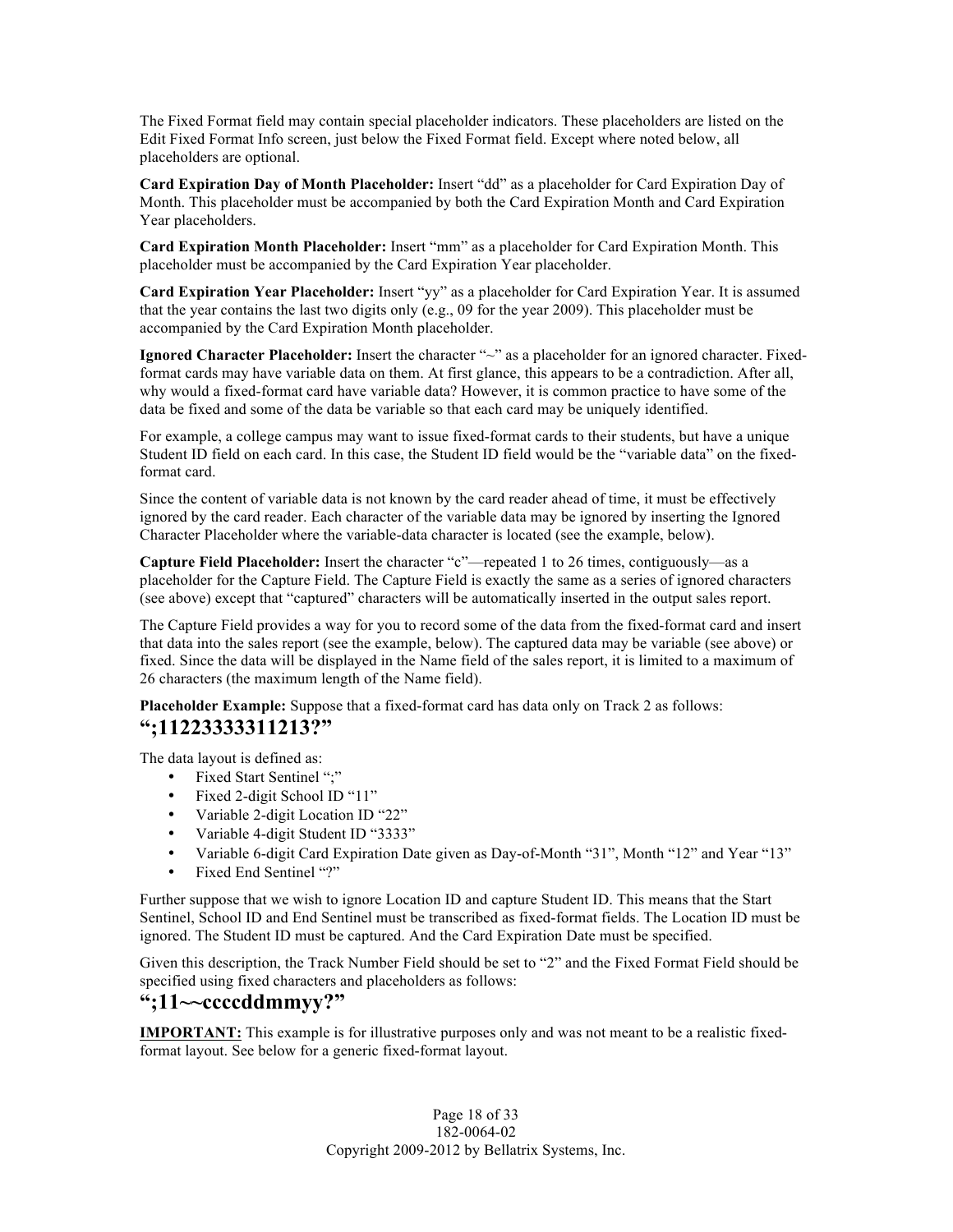The Fixed Format field may contain special placeholder indicators. These placeholders are listed on the Edit Fixed Format Info screen, just below the Fixed Format field. Except where noted below, all placeholders are optional.

**Card Expiration Day of Month Placeholder:** Insert "dd" as a placeholder for Card Expiration Day of Month. This placeholder must be accompanied by both the Card Expiration Month and Card Expiration Year placeholders.

**Card Expiration Month Placeholder:** Insert "mm" as a placeholder for Card Expiration Month. This placeholder must be accompanied by the Card Expiration Year placeholder.

**Card Expiration Year Placeholder:** Insert "yy" as a placeholder for Card Expiration Year. It is assumed that the year contains the last two digits only (e.g., 09 for the year 2009). This placeholder must be accompanied by the Card Expiration Month placeholder.

**Ignored Character Placeholder:** Insert the character "~" as a placeholder for an ignored character. Fixed-format cards may have variable data on them. At first glance, this appears to be a contradiction. After all, why would a fixed-format card have variable data? However, it is common practice to have some of the data be fixed and some of the data be variable so that each card may be uniquely identified.

For example, a college campus may want to issue fixed-format cards to their students, but have a unique Student ID field on each card. In this case, the Student ID field would be the "variable data" on the fixed-format card.

Since the content of variable data is not known by the card reader ahead of time, it must be effectively ignored by the card reader. Each character of the variable data may be ignored by inserting the Ignored Character Placeholder where the variable-data character is located (see the example, below).

**Capture Field Placeholder:** Insert the character "c"—repeated 1 to 26 times, contiguously—as a placeholder for the Capture Field. The Capture Field is exactly the same as a series of ignored characters (see above) except that "captured" characters will be automatically inserted in the output sales report.

The Capture Field provides a way for you to record some of the data from the fixed-format card and insert that data into the sales report (see the example, below). The captured data may be variable (see above) or fixed. Since the data will be displayed in the Name field of the sales report, it is limited to a maximum of 26 characters (the maximum length of the Name field).

**Placeholder Example:** Suppose that a fixed-format card has data only on Track 2 as follows:

## ";11223333311213?"

The data layout is defined as:

- Fixed Start Sentinel ";"
- Fixed 2-digit School ID "11"
- Variable 2-digit Location ID "22"
- Variable 4-digit Student ID "3333"
- Variable 6-digit Card Expiration Date given as Day-of-Month "31", Month "12" and Year "13"
- Fixed End Sentinel "?"

Further suppose that we wish to ignore Location ID and capture Student ID. This means that the Start Sentinel, School ID and End Sentinel must be transcribed as fixed-format fields. The Location ID must be ignored. The Student ID must be captured. And the Card Expiration Date must be specified.

Given this description, the Track Number Field should be set to "2" and the Fixed Format Field should be specified using fixed characters and placeholders as follows:

## ";11~~ccccddmmyy?"

**IMPORTANT:** This example is for illustrative purposes only and was not meant to be a realistic fixed-format layout. See below for a generic fixed-format layout.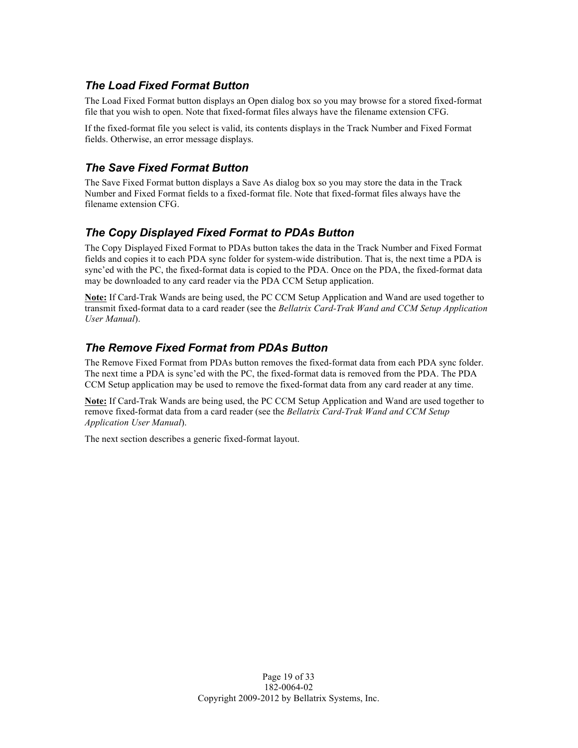### *The Load Fixed Format Button*

The Load Fixed Format button displays an Open dialog box so you may browse for a stored fixed-format file that you wish to open. Note that fixed-format files always have the filename extension CFG.

If the fixed-format file you select is valid, its contents displays in the Track Number and Fixed Format fields. Otherwise, an error message displays.

### *The Save Fixed Format Button*

The Save Fixed Format button displays a Save As dialog box so you may store the data in the Track Number and Fixed Format fields to a fixed-format file. Note that fixed-format files always have the filename extension CFG.

### *The Copy Displayed Fixed Format to PDAs Button*

The Copy Displayed Fixed Format to PDAs button takes the data in the Track Number and Fixed Format fields and copies it to each PDA sync folder for system-wide distribution. That is, the next time a PDA is sync'ed with the PC, the fixed-format data is copied to the PDA. Once on the PDA, the fixed-format data may be downloaded to any card reader via the PDA CCM Setup Application.

**Note:** If Card-Trak Wands are being used, the PC CCM Setup Application and Wand are used together to transmit fixed-format data to a card reader (see the *Bellatrix Card-Trak Wand and CCM Setup Application User Manual*).

### *The Remove Fixed Format from PDAs Button*

The Remove Fixed Format from PDAs button removes the fixed-format data from each PDA sync folder. The next time a PDA is sync'ed with the PC, the fixed-format data is removed from the PDA. The PDA CCM Setup application may be used to remove the fixed-format data from any card reader at any time.

**Note:** If Card-Trak Wands are being used, the PC CCM Setup Application and Wand are used together to remove fixed-format data from a card reader (see the *Bellatrix Card-Trak Wand and CCM Setup Application User Manual*).

The next section describes a generic fixed-format layout.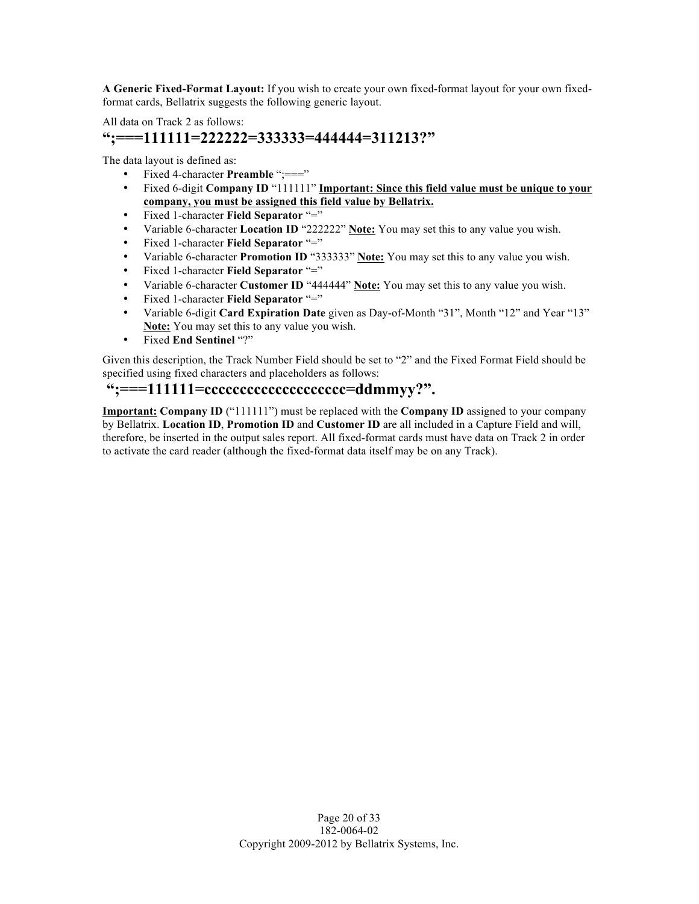**A Generic Fixed-Format Layout:** If you wish to create your own fixed-format layout for your own fixed-format cards, Bellatrix suggests the following generic layout.

All data on Track 2 as follows:

## “;===111111=222222=333333=444444=311213?”

The data layout is defined as:

- Fixed 4-character **Preamble** “;===”
- Fixed 6-digit **Company ID** “111111” <u>**Important: Since this field value must be unique to your company, you must be assigned this field value by Bellatrix.**</u>
- Fixed 1-character **Field Separator** “=”
- Variable 6-character **Location ID** “222222” <u>**Note:**</u> You may set this to any value you wish.
- Fixed 1-character **Field Separator** “=”
- Variable 6-character **Promotion ID** “333333” <u>**Note:**</u> You may set this to any value you wish.
- Fixed 1-character **Field Separator** “=”
- Variable 6-character **Customer ID** “444444” <u>**Note:**</u> You may set this to any value you wish.
- Fixed 1-character **Field Separator** “=”
- Variable 6-digit **Card Expiration Date** given as Day-of-Month “31”, Month “12” and Year “13” <u>**Note:**</u> You may set this to any value you wish.
- Fixed **End Sentinel** “?”

Given this description, the Track Number Field should be set to “2” and the Fixed Format Field should be specified using fixed characters and placeholders as follows:

## “;===111111=cccccccccccccccccccc=ddmmyy?”.

<u>**Important:**</u> **Company ID** (“111111”) must be replaced with the **Company ID** assigned to your company by Bellatrix. **Location ID**, **Promotion ID** and **Customer ID** are all included in a Capture Field and will, therefore, be inserted in the output sales report. All fixed-format cards must have data on Track 2 in order to activate the card reader (although the fixed-format data itself may be on any Track).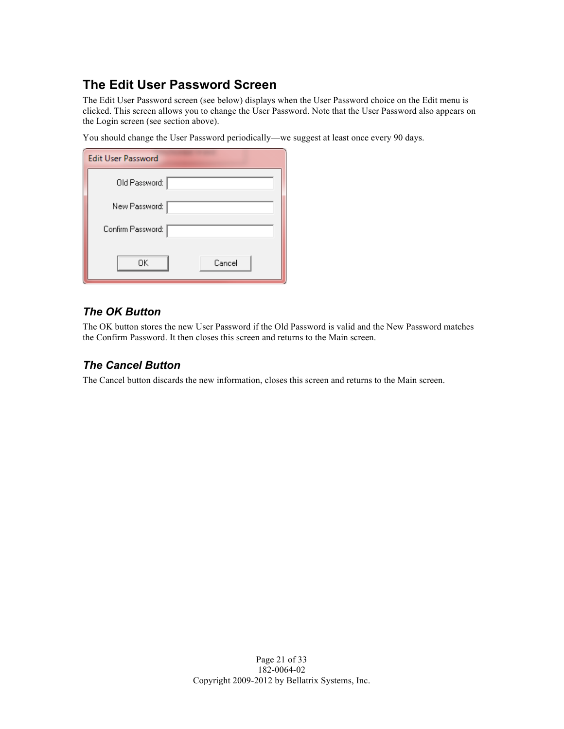## The Edit User Password Screen

The Edit User Password screen (see below) displays when the User Password choice on the Edit menu is clicked. This screen allows you to change the User Password. Note that the User Password also appears on the Login screen (see section above).

You should change the User Password periodically—we suggest at least once every 90 days.

### *The OK Button*

The OK button stores the new User Password if the Old Password is valid and the New Password matches the Confirm Password. It then closes this screen and returns to the Main screen.

### *The Cancel Button*

The Cancel button discards the new information, closes this screen and returns to the Main screen.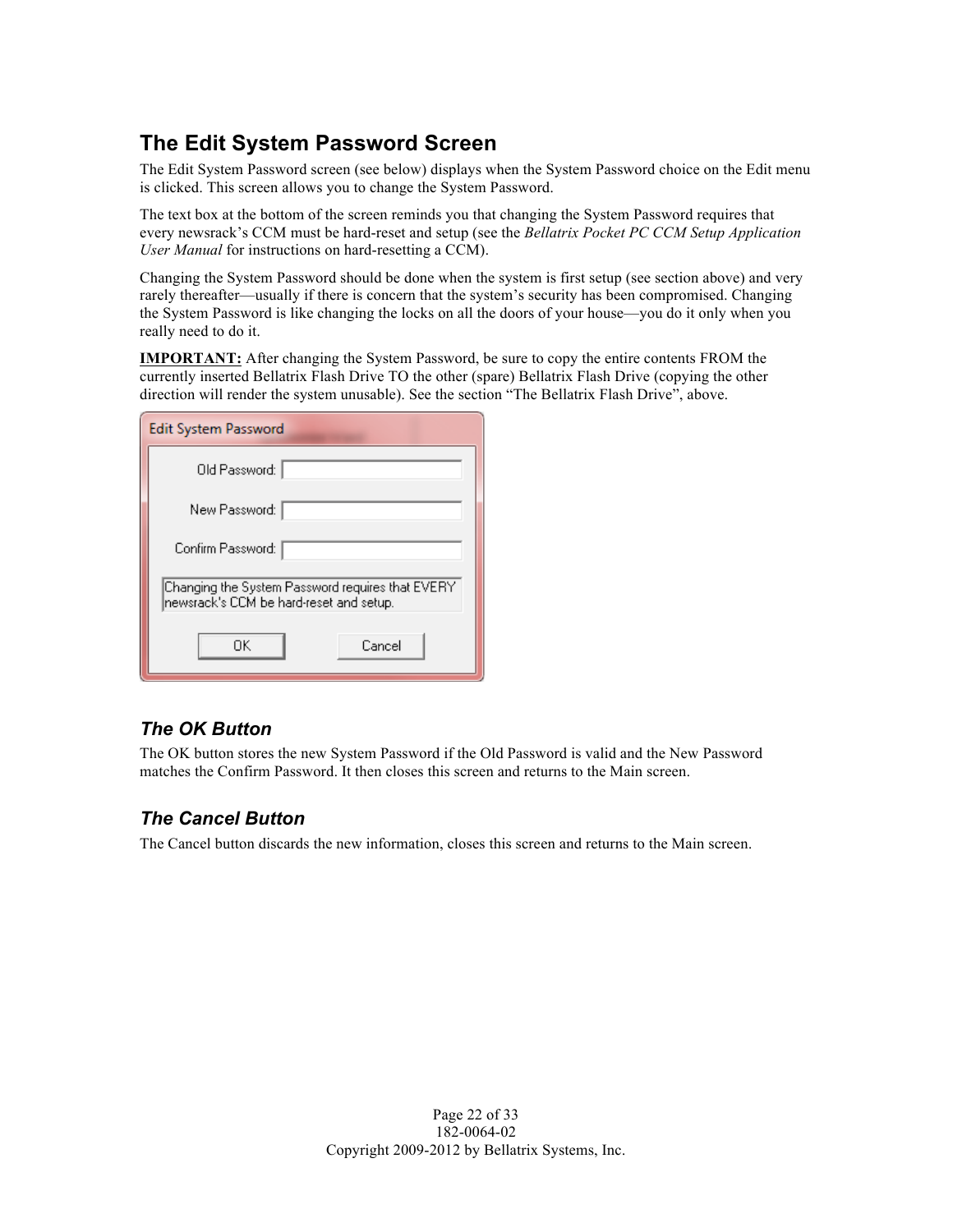## The Edit System Password Screen

The Edit System Password screen (see below) displays when the System Password choice on the Edit menu is clicked. This screen allows you to change the System Password.

The text box at the bottom of the screen reminds you that changing the System Password requires that every newsrack's CCM must be hard-reset and setup (see the *Bellatrix Pocket PC CCM Setup Application User Manual* for instructions on hard-resetting a CCM).

Changing the System Password should be done when the system is first setup (see section above) and very rarely thereafter—usually if there is concern that the system's security has been compromised. Changing the System Password is like changing the locks on all the doors of your house—you do it only when you really need to do it.

**IMPORTANT:** After changing the System Password, be sure to copy the entire contents FROM the currently inserted Bellatrix Flash Drive TO the other (spare) Bellatrix Flash Drive (copying the other direction will render the system unusable). See the section "The Bellatrix Flash Drive", above.

### The OK Button

The OK button stores the new System Password if the Old Password is valid and the New Password matches the Confirm Password. It then closes this screen and returns to the Main screen.

### The Cancel Button

The Cancel button discards the new information, closes this screen and returns to the Main screen.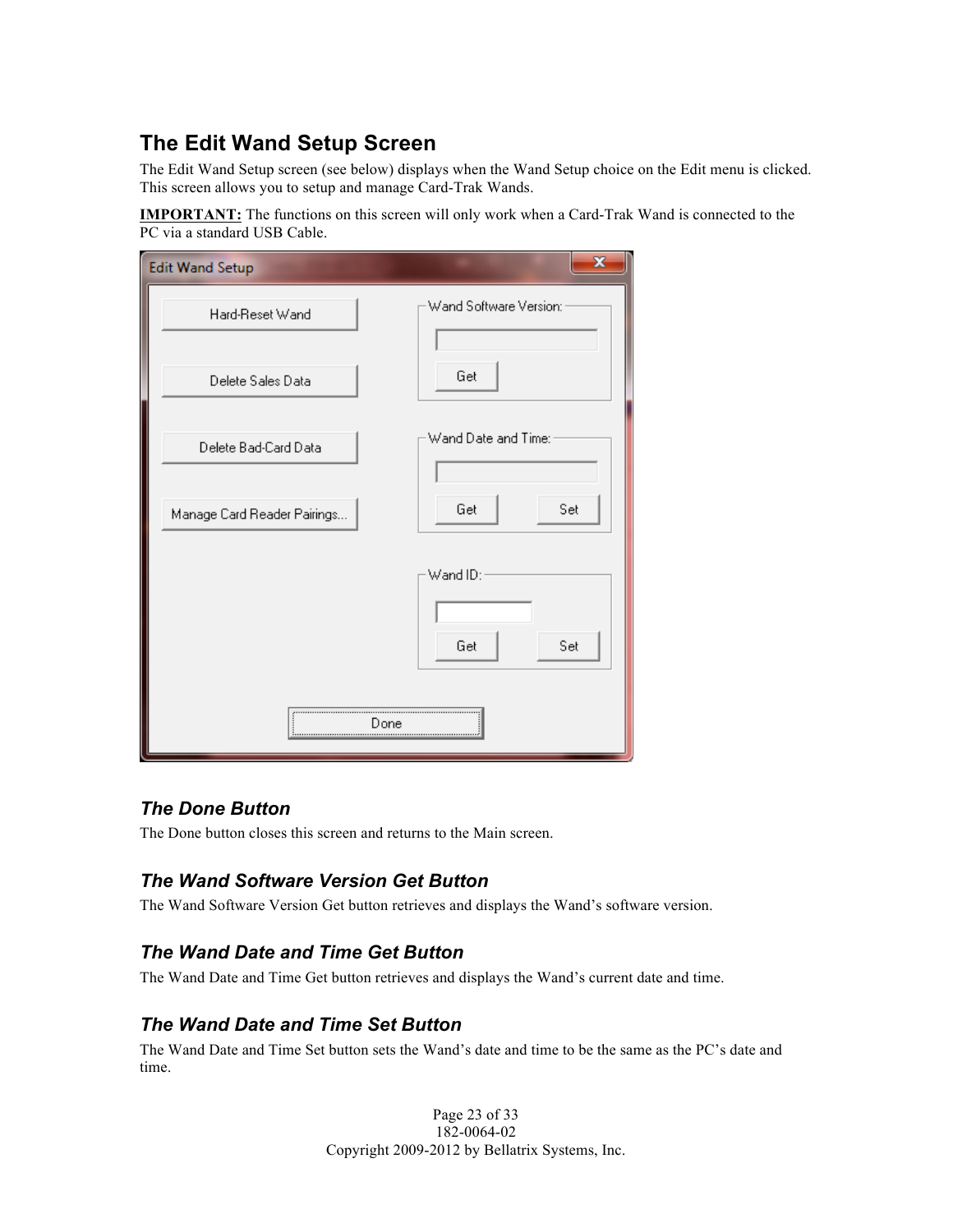## The Edit Wand Setup Screen

The Edit Wand Setup screen (see below) displays when the Wand Setup choice on the Edit menu is clicked. This screen allows you to setup and manage Card-Trak Wands.

**IMPORTANT:** The functions on this screen will only work when a Card-Trak Wand is connected to the PC via a standard USB Cable.

### *The Done Button*

The Done button closes this screen and returns to the Main screen.

### *The Wand Software Version Get Button*

The Wand Software Version Get button retrieves and displays the Wand's software version.

### *The Wand Date and Time Get Button*

The Wand Date and Time Get button retrieves and displays the Wand's current date and time.

### *The Wand Date and Time Set Button*

The Wand Date and Time Set button sets the Wand's date and time to be the same as the PC's date and time.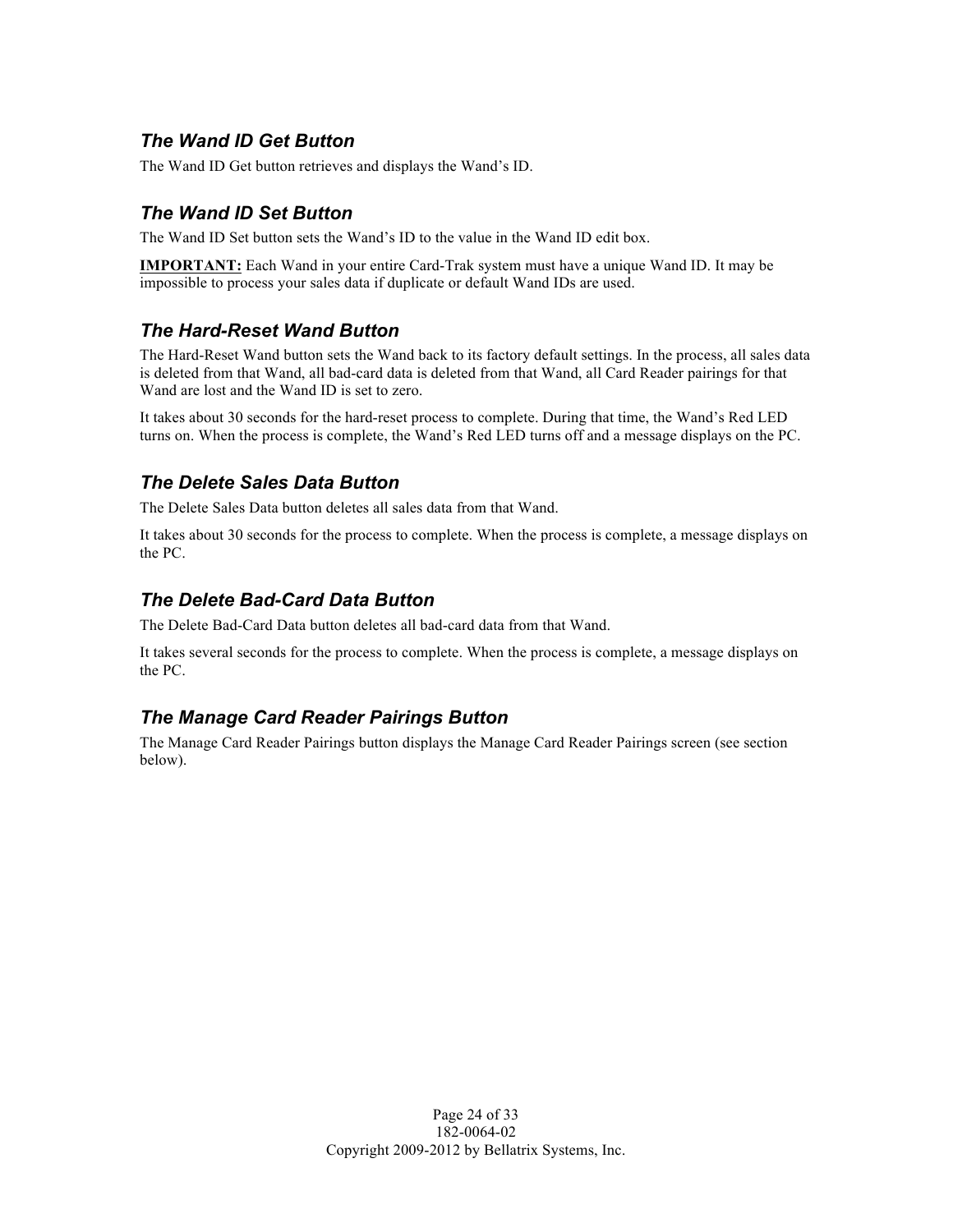### *The Wand ID Get Button*

The Wand ID Get button retrieves and displays the Wand's ID.

### *The Wand ID Set Button*

The Wand ID Set button sets the Wand's ID to the value in the Wand ID edit box.

**IMPORTANT:** Each Wand in your entire Card-Trak system must have a unique Wand ID. It may be impossible to process your sales data if duplicate or default Wand IDs are used.

### *The Hard-Reset Wand Button*

The Hard-Reset Wand button sets the Wand back to its factory default settings. In the process, all sales data is deleted from that Wand, all bad-card data is deleted from that Wand, all Card Reader pairings for that Wand are lost and the Wand ID is set to zero.

It takes about 30 seconds for the hard-reset process to complete. During that time, the Wand's Red LED turns on. When the process is complete, the Wand's Red LED turns off and a message displays on the PC.

### *The Delete Sales Data Button*

The Delete Sales Data button deletes all sales data from that Wand.

It takes about 30 seconds for the process to complete. When the process is complete, a message displays on the PC.

### *The Delete Bad-Card Data Button*

The Delete Bad-Card Data button deletes all bad-card data from that Wand.

It takes several seconds for the process to complete. When the process is complete, a message displays on the PC.

### *The Manage Card Reader Pairings Button*

The Manage Card Reader Pairings button displays the Manage Card Reader Pairings screen (see section below).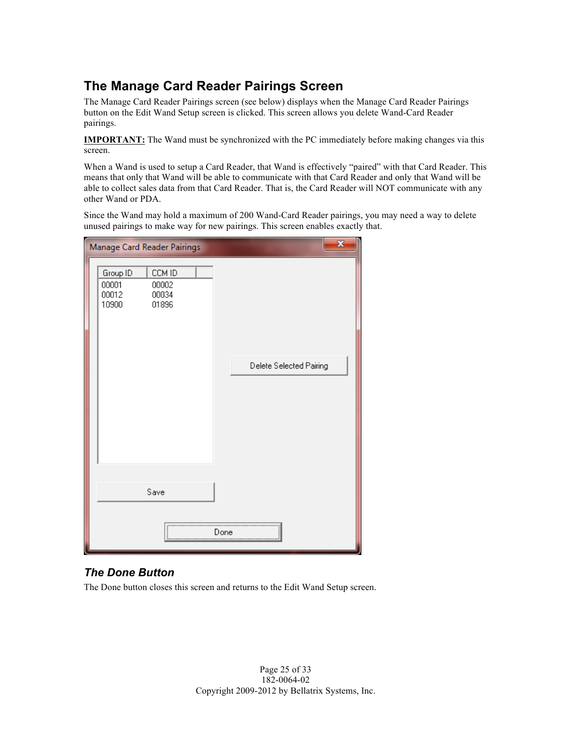## The Manage Card Reader Pairings Screen

The Manage Card Reader Pairings screen (see below) displays when the Manage Card Reader Pairings button on the Edit Wand Setup screen is clicked. This screen allows you delete Wand-Card Reader pairings.

**IMPORTANT:** The Wand must be synchronized with the PC immediately before making changes via this screen.

When a Wand is used to setup a Card Reader, that Wand is effectively "paired" with that Card Reader. This means that only that Wand will be able to communicate with that Card Reader and only that Wand will be able to collect sales data from that Card Reader. That is, the Card Reader will NOT communicate with any other Wand or PDA.

Since the Wand may hold a maximum of 200 Wand-Card Reader pairings, you may need a way to delete unused pairings to make way for new pairings. This screen enables exactly that.

### *The Done Button*

The Done button closes this screen and returns to the Edit Wand Setup screen.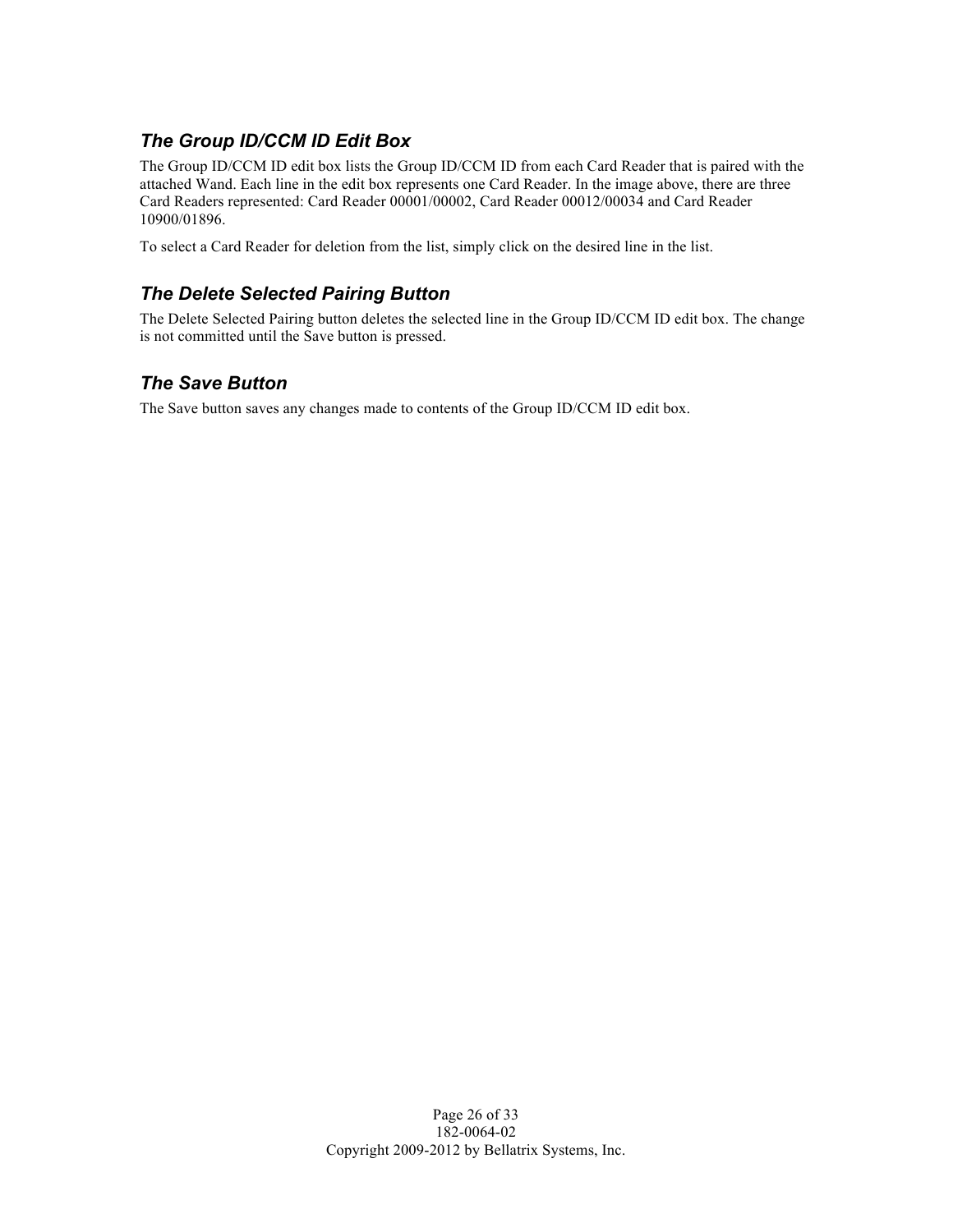### *The Group ID/CCM ID Edit Box*

The Group ID/CCM ID edit box lists the Group ID/CCM ID from each Card Reader that is paired with the attached Wand. Each line in the edit box represents one Card Reader. In the image above, there are three Card Readers represented: Card Reader 00001/00002, Card Reader 00012/00034 and Card Reader 10900/01896.

To select a Card Reader for deletion from the list, simply click on the desired line in the list.

### *The Delete Selected Pairing Button*

The Delete Selected Pairing button deletes the selected line in the Group ID/CCM ID edit box. The change is not committed until the Save button is pressed.

### *The Save Button*

The Save button saves any changes made to contents of the Group ID/CCM ID edit box.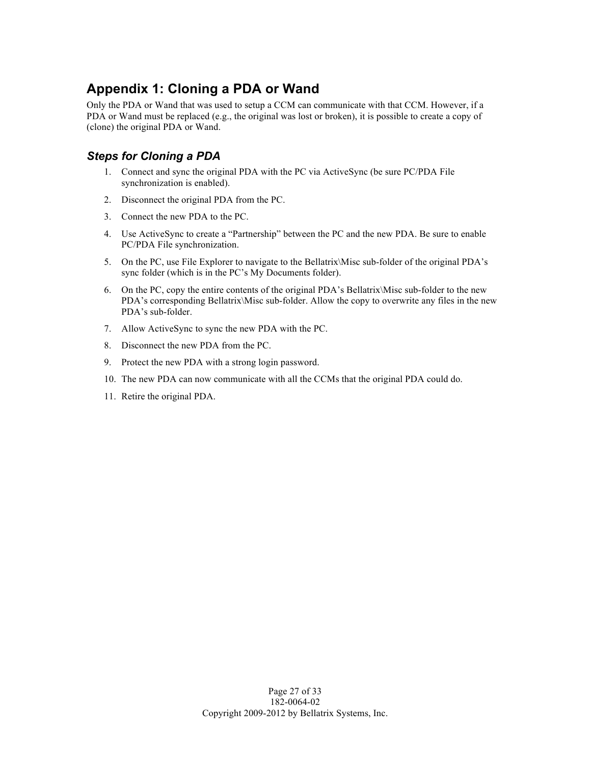## Appendix 1: Cloning a PDA or Wand

Only the PDA or Wand that was used to setup a CCM can communicate with that CCM. However, if a PDA or Wand must be replaced (e.g., the original was lost or broken), it is possible to create a copy of (clone) the original PDA or Wand.

### *Steps for Cloning a PDA*

1. Connect and sync the original PDA with the PC via ActiveSync (be sure PC/PDA File synchronization is enabled).
2. Disconnect the original PDA from the PC.
3. Connect the new PDA to the PC.
4. Use ActiveSync to create a "Partnership" between the PC and the new PDA. Be sure to enable PC/PDA File synchronization.
5. On the PC, use File Explorer to navigate to the Bellatrix\Misc sub-folder of the original PDA's sync folder (which is in the PC's My Documents folder).
6. On the PC, copy the entire contents of the original PDA's Bellatrix\Misc sub-folder to the new PDA's corresponding Bellatrix\Misc sub-folder. Allow the copy to overwrite any files in the new PDA's sub-folder.
7. Allow ActiveSync to sync the new PDA with the PC.
8. Disconnect the new PDA from the PC.
9. Protect the new PDA with a strong login password.
10. The new PDA can now communicate with all the CCMs that the original PDA could do.
11. Retire the original PDA.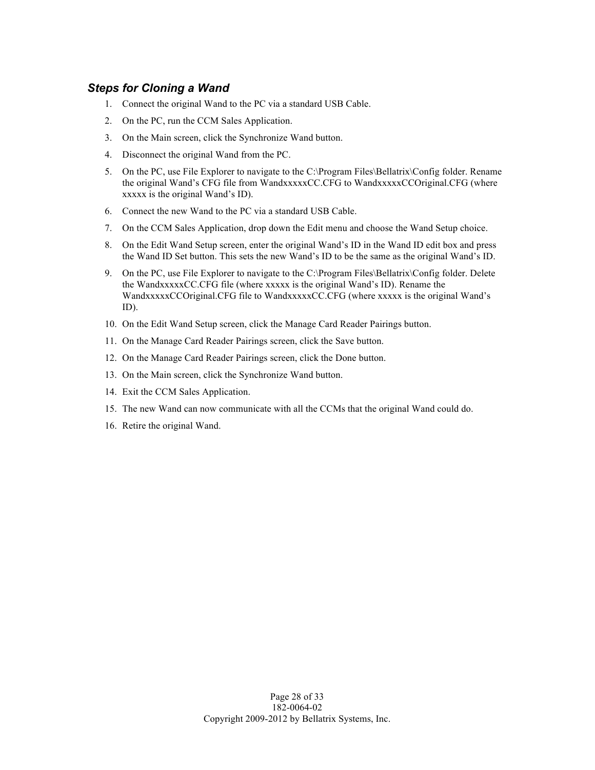### *Steps for Cloning a Wand*

1. Connect the original Wand to the PC via a standard USB Cable.
2. On the PC, run the CCM Sales Application.
3. On the Main screen, click the Synchronize Wand button.
4. Disconnect the original Wand from the PC.
5. On the PC, use File Explorer to navigate to the C:\Program Files\Bellatrix\Config folder. Rename the original Wand's CFG file from WandxxxxxCC.CFG to WandxxxxxCCOriginal.CFG (where xxxxx is the original Wand's ID).
6. Connect the new Wand to the PC via a standard USB Cable.
7. On the CCM Sales Application, drop down the Edit menu and choose the Wand Setup choice.
8. On the Edit Wand Setup screen, enter the original Wand's ID in the Wand ID edit box and press the Wand ID Set button. This sets the new Wand's ID to be the same as the original Wand's ID.
9. On the PC, use File Explorer to navigate to the C:\Program Files\Bellatrix\Config folder. Delete the WandxxxxxCC.CFG file (where xxxxx is the original Wand's ID). Rename the WandxxxxxCCOriginal.CFG file to WandxxxxxCC.CFG (where xxxxx is the original Wand's ID).
10. On the Edit Wand Setup screen, click the Manage Card Reader Pairings button.
11. On the Manage Card Reader Pairings screen, click the Save button.
12. On the Manage Card Reader Pairings screen, click the Done button.
13. On the Main screen, click the Synchronize Wand button.
14. Exit the CCM Sales Application.
15. The new Wand can now communicate with all the CCMs that the original Wand could do.
16. Retire the original Wand.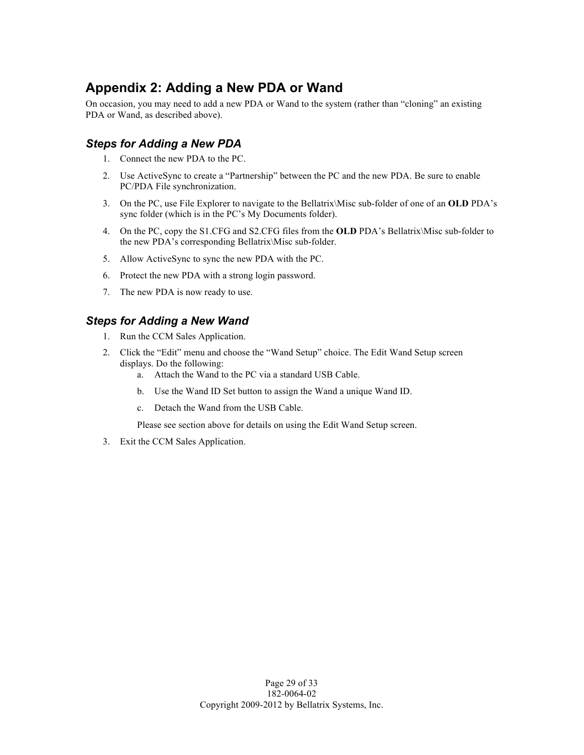## Appendix 2: Adding a New PDA or Wand

On occasion, you may need to add a new PDA or Wand to the system (rather than "cloning" an existing PDA or Wand, as described above).

### *Steps for Adding a New PDA*

1. Connect the new PDA to the PC.
2. Use ActiveSync to create a "Partnership" between the PC and the new PDA. Be sure to enable PC/PDA File synchronization.
3. On the PC, use File Explorer to navigate to the Bellatrix\Misc sub-folder of one of an **OLD** PDA's sync folder (which is in the PC's My Documents folder).
4. On the PC, copy the S1.CFG and S2.CFG files from the **OLD** PDA's Bellatrix\Misc sub-folder to the new PDA's corresponding Bellatrix\Misc sub-folder.
5. Allow ActiveSync to sync the new PDA with the PC.
6. Protect the new PDA with a strong login password.
7. The new PDA is now ready to use.

### *Steps for Adding a New Wand*

1. Run the CCM Sales Application.
2. Click the "Edit" menu and choose the "Wand Setup" choice. The Edit Wand Setup screen displays. Do the following:
   a. Attach the Wand to the PC via a standard USB Cable.
   b. Use the Wand ID Set button to assign the Wand a unique Wand ID.
   c. Detach the Wand from the USB Cable.

   Please see section above for details on using the Edit Wand Setup screen.
3. Exit the CCM Sales Application.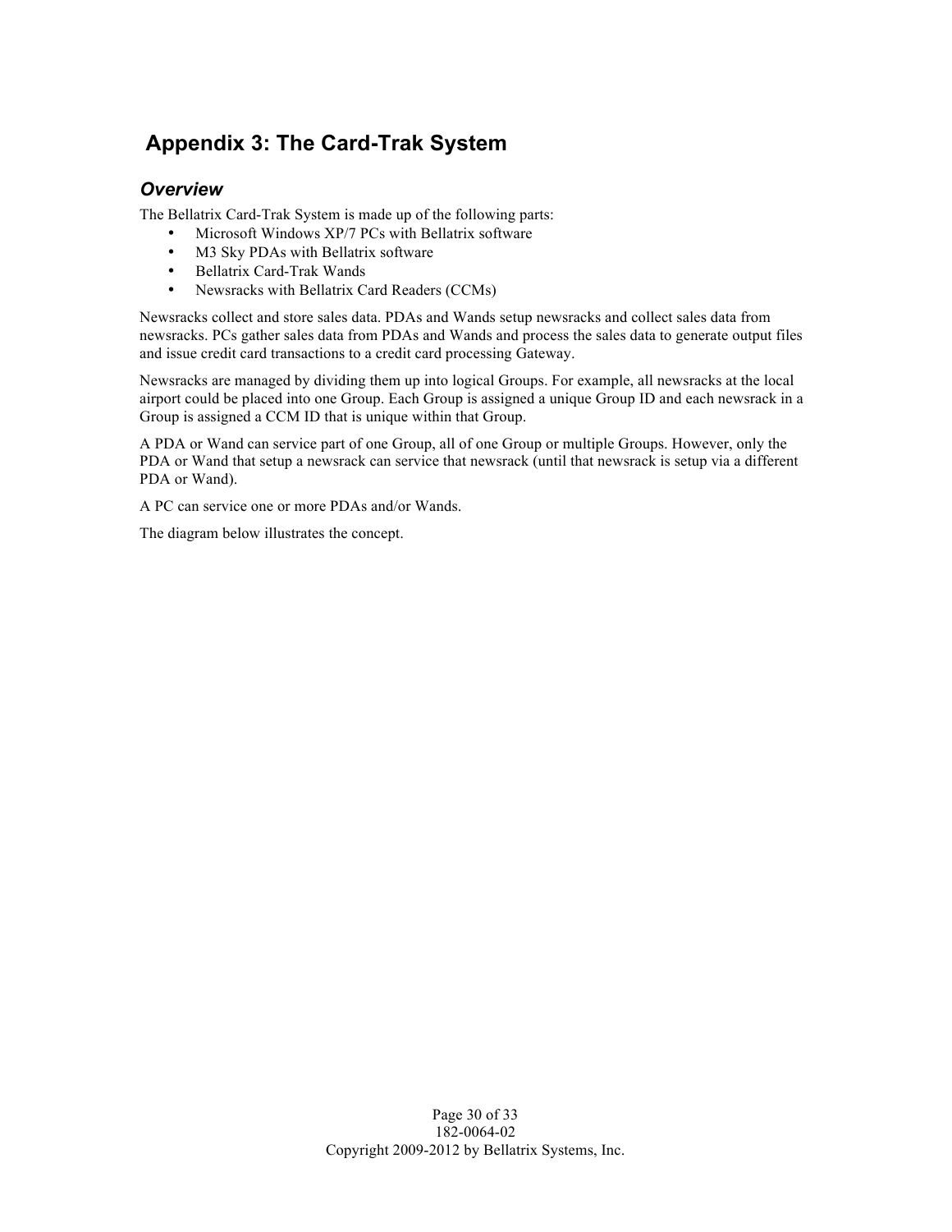# Appendix 3: The Card-Trak System

## *Overview*

The Bellatrix Card-Trak System is made up of the following parts:

- Microsoft Windows XP/7 PCs with Bellatrix software
- M3 Sky PDAs with Bellatrix software
- Bellatrix Card-Trak Wands
- Newsracks with Bellatrix Card Readers (CCMs)

Newsracks collect and store sales data. PDAs and Wands setup newsracks and collect sales data from newsracks. PCs gather sales data from PDAs and Wands and process the sales data to generate output files and issue credit card transactions to a credit card processing Gateway.

Newsracks are managed by dividing them up into logical Groups. For example, all newsracks at the local airport could be placed into one Group. Each Group is assigned a unique Group ID and each newsrack in a Group is assigned a CCM ID that is unique within that Group.

A PDA or Wand can service part of one Group, all of one Group or multiple Groups. However, only the PDA or Wand that setup a newsrack can service that newsrack (until that newsrack is setup via a different PDA or Wand).

A PC can service one or more PDAs and/or Wands.

The diagram below illustrates the concept.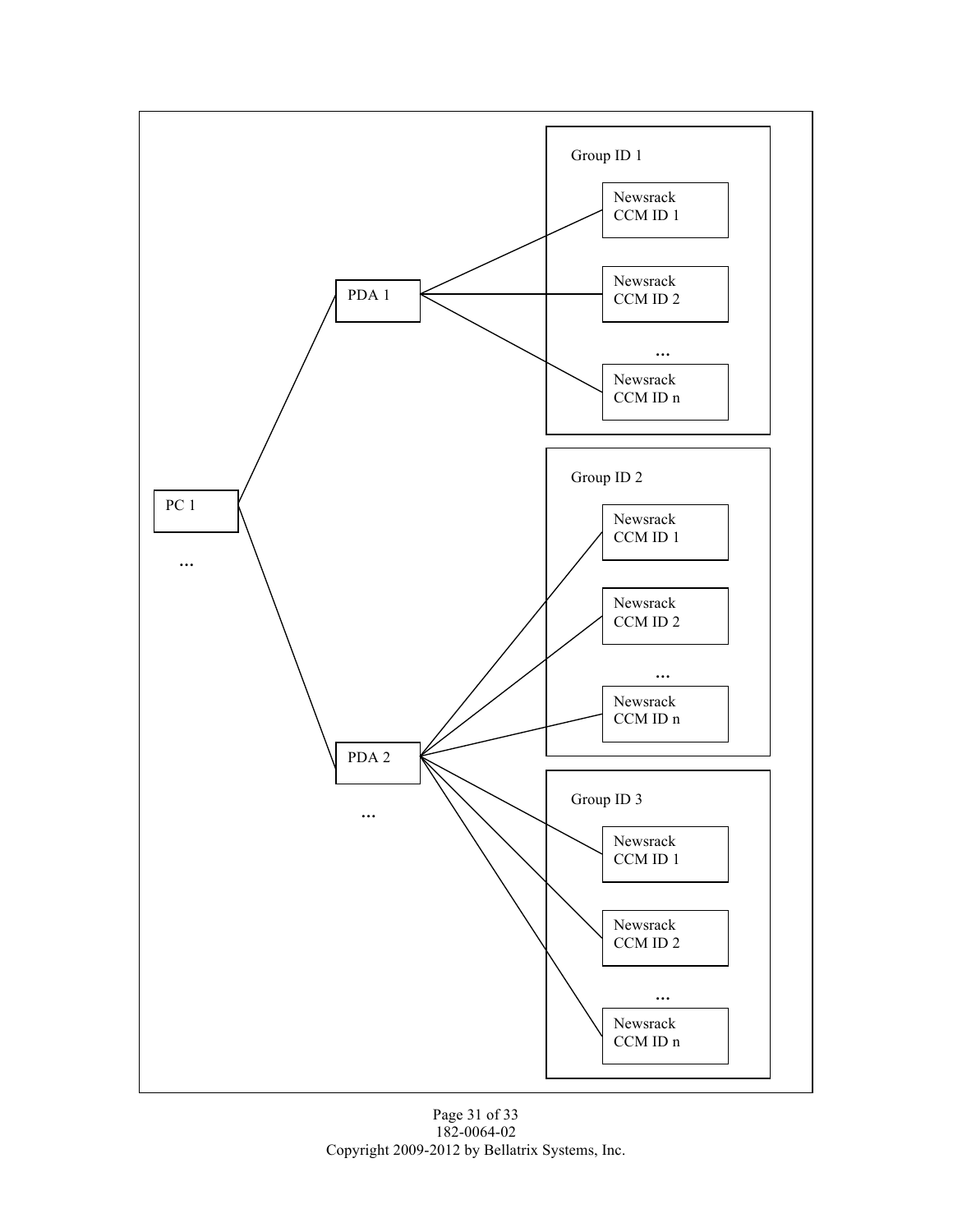PC 1

...

PDA 1

PDA 2

...

Group ID 1

Newsrack CCM ID 1

Newsrack CCM ID 2

...

Newsrack CCM ID n

Group ID 2

Newsrack CCM ID 1

Newsrack CCM ID 2

...

Newsrack CCM ID n

Group ID 3

Newsrack CCM ID 1

Newsrack CCM ID 2

...

Newsrack CCM ID n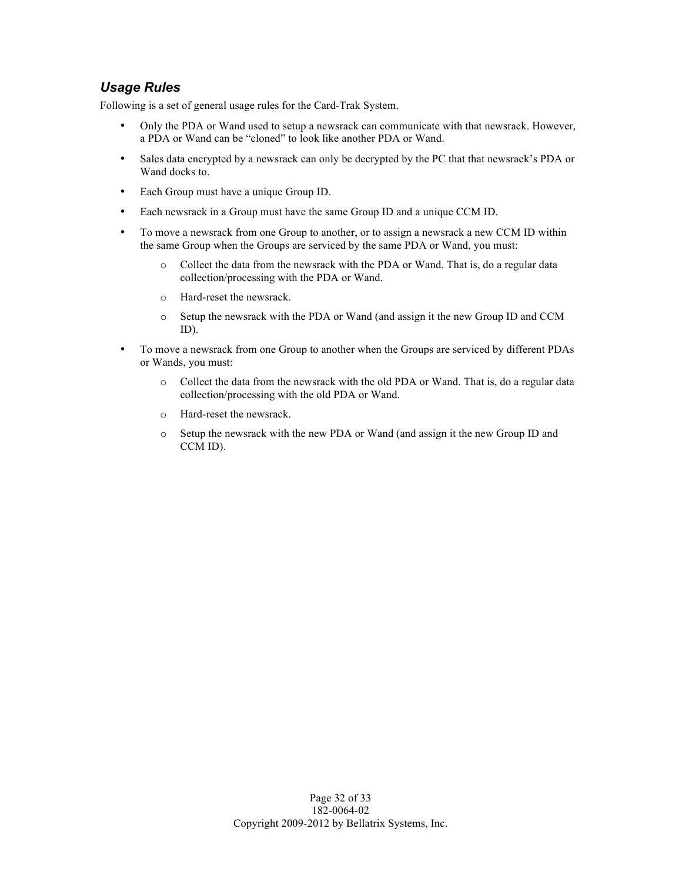### *Usage Rules*

Following is a set of general usage rules for the Card-Trak System.

- Only the PDA or Wand used to setup a newsrack can communicate with that newsrack. However, a PDA or Wand can be "cloned" to look like another PDA or Wand.
- Sales data encrypted by a newsrack can only be decrypted by the PC that that newsrack's PDA or Wand docks to.
- Each Group must have a unique Group ID.
- Each newsrack in a Group must have the same Group ID and a unique CCM ID.
- To move a newsrack from one Group to another, or to assign a newsrack a new CCM ID within the same Group when the Groups are serviced by the same PDA or Wand, you must:
  - Collect the data from the newsrack with the PDA or Wand. That is, do a regular data collection/processing with the PDA or Wand.
  - Hard-reset the newsrack.
  - Setup the newsrack with the PDA or Wand (and assign it the new Group ID and CCM ID).
- To move a newsrack from one Group to another when the Groups are serviced by different PDAs or Wands, you must:
  - Collect the data from the newsrack with the old PDA or Wand. That is, do a regular data collection/processing with the old PDA or Wand.
  - Hard-reset the newsrack.
  - Setup the newsrack with the new PDA or Wand (and assign it the new Group ID and CCM ID).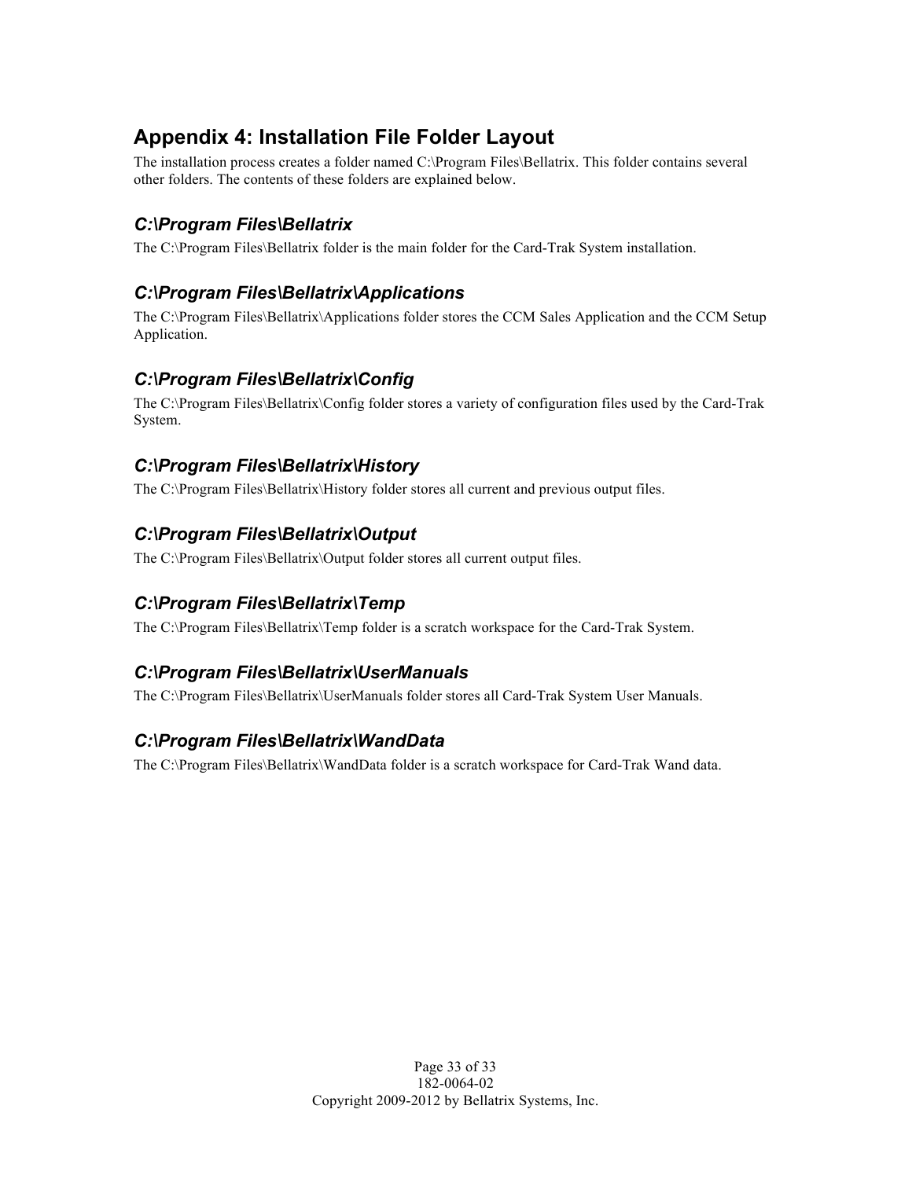# Appendix 4: Installation File Folder Layout

The installation process creates a folder named C:\Program Files\Bellatrix. This folder contains several other folders. The contents of these folders are explained below.

### *C:\Program Files\Bellatrix*

The C:\Program Files\Bellatrix folder is the main folder for the Card-Trak System installation.

### *C:\Program Files\Bellatrix\Applications*

The C:\Program Files\Bellatrix\Applications folder stores the CCM Sales Application and the CCM Setup Application.

### *C:\Program Files\Bellatrix\Config*

The C:\Program Files\Bellatrix\Config folder stores a variety of configuration files used by the Card-Trak System.

### *C:\Program Files\Bellatrix\History*

The C:\Program Files\Bellatrix\History folder stores all current and previous output files.

### *C:\Program Files\Bellatrix\Output*

The C:\Program Files\Bellatrix\Output folder stores all current output files.

### *C:\Program Files\Bellatrix\Temp*

The C:\Program Files\Bellatrix\Temp folder is a scratch workspace for the Card-Trak System.

### *C:\Program Files\Bellatrix\UserManuals*

The C:\Program Files\Bellatrix\UserManuals folder stores all Card-Trak System User Manuals.

### *C:\Program Files\Bellatrix\WandData*

The C:\Program Files\Bellatrix\WandData folder is a scratch workspace for Card-Trak Wand data.